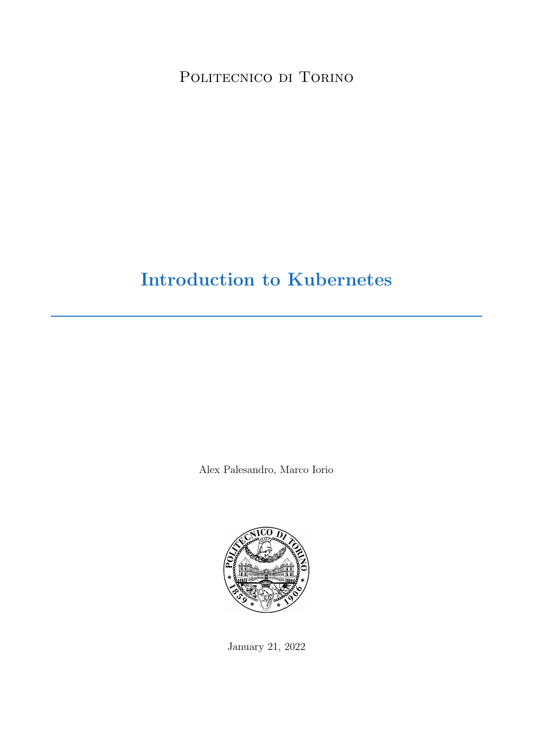Politecnico di Torino

# Introduction to Kubernetes

---

Alex Palesandro, Marco Iorio

January 21, 2022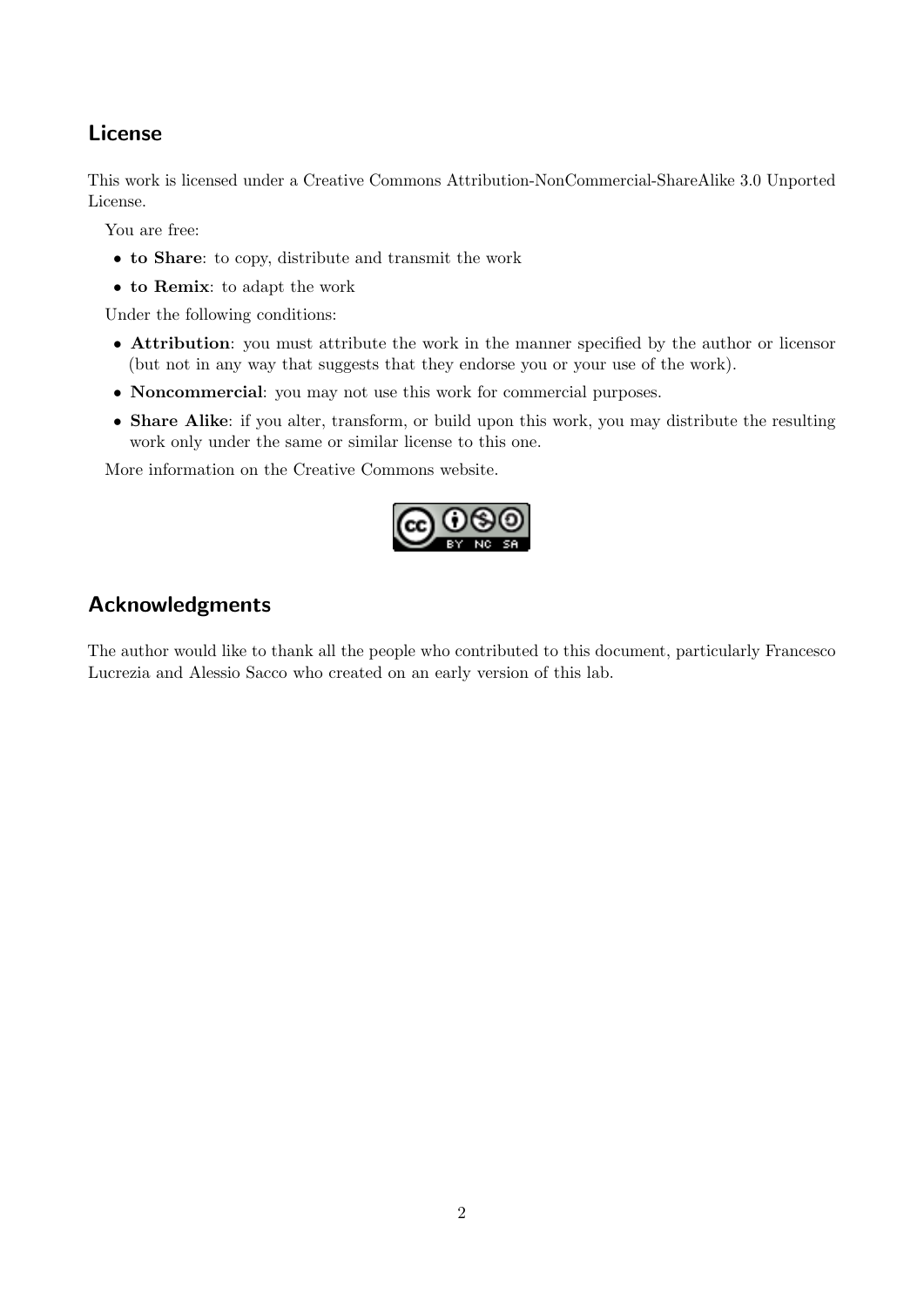## License

This work is licensed under a Creative Commons Attribution-NonCommercial-ShareAlike 3.0 Unported License.

You are free:

- **to Share**: to copy, distribute and transmit the work
- **to Remix**: to adapt the work

Under the following conditions:

- **Attribution**: you must attribute the work in the manner specified by the author or licensor (but not in any way that suggests that they endorse you or your use of the work).
- **Noncommercial**: you may not use this work for commercial purposes.
- **Share Alike**: if you alter, transform, or build upon this work, you may distribute the resulting work only under the same or similar license to this one.

More information on the Creative Commons website.

## Acknowledgments

The author would like to thank all the people who contributed to this document, particularly Francesco Lucrezia and Alessio Sacco who created on an early version of this lab.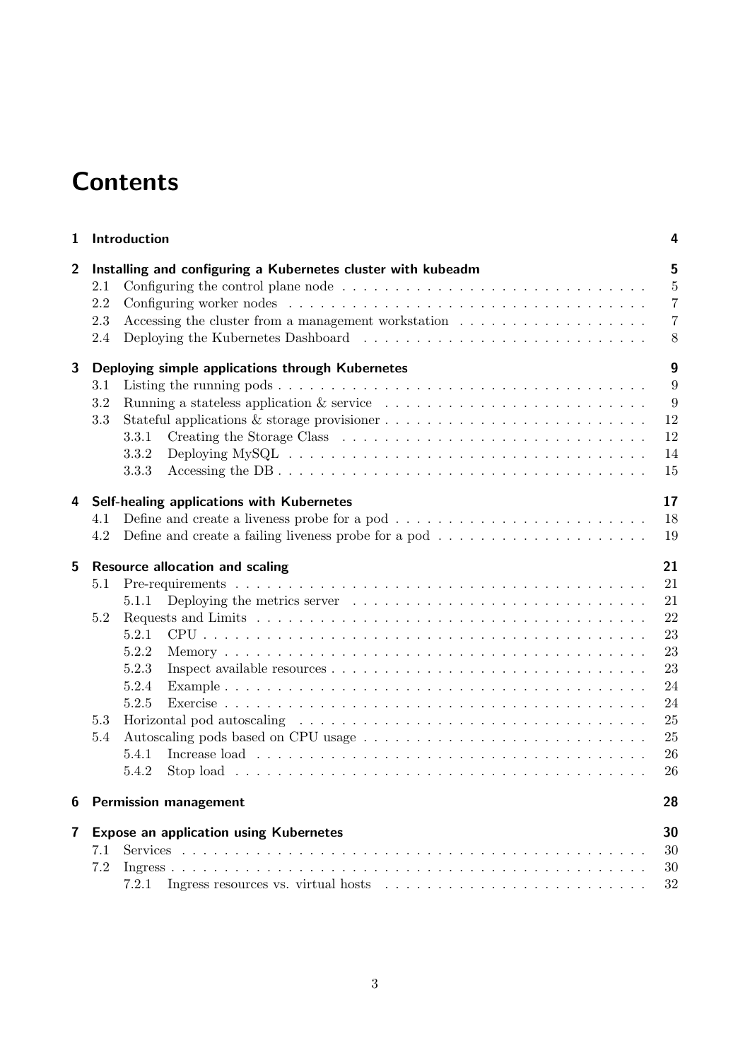# Contents

**1 Introduction** — 4

**2 Installing and configuring a Kubernetes cluster with kubeadm** — 5

- 2.1 Configuring the control plane node — 5
- 2.2 Configuring worker nodes — 7
- 2.3 Accessing the cluster from a management workstation — 7
- 2.4 Deploying the Kubernetes Dashboard — 8

**3 Deploying simple applications through Kubernetes** — 9

- 3.1 Listing the running pods — 9
- 3.2 Running a stateless application & service — 9
- 3.3 Stateful applications & storage provisioner — 12
  - 3.3.1 Creating the Storage Class — 12
  - 3.3.2 Deploying MySQL — 14
  - 3.3.3 Accessing the DB — 15

**4 Self-healing applications with Kubernetes** — 17

- 4.1 Define and create a liveness probe for a pod — 18
- 4.2 Define and create a failing liveness probe for a pod — 19

**5 Resource allocation and scaling** — 21

- 5.1 Pre-requirements — 21
  - 5.1.1 Deploying the metrics server — 21
- 5.2 Requests and Limits — 22
  - 5.2.1 CPU — 23
  - 5.2.2 Memory — 23
  - 5.2.3 Inspect available resources — 23
  - 5.2.4 Example — 24
  - 5.2.5 Exercise — 24
- 5.3 Horizontal pod autoscaling — 25
- 5.4 Autoscaling pods based on CPU usage — 25
  - 5.4.1 Increase load — 26
  - 5.4.2 Stop load — 26

**6 Permission management** — 28

**7 Expose an application using Kubernetes** — 30

- 7.1 Services — 30
- 7.2 Ingress — 30
  - 7.2.1 Ingress resources vs. virtual hosts — 32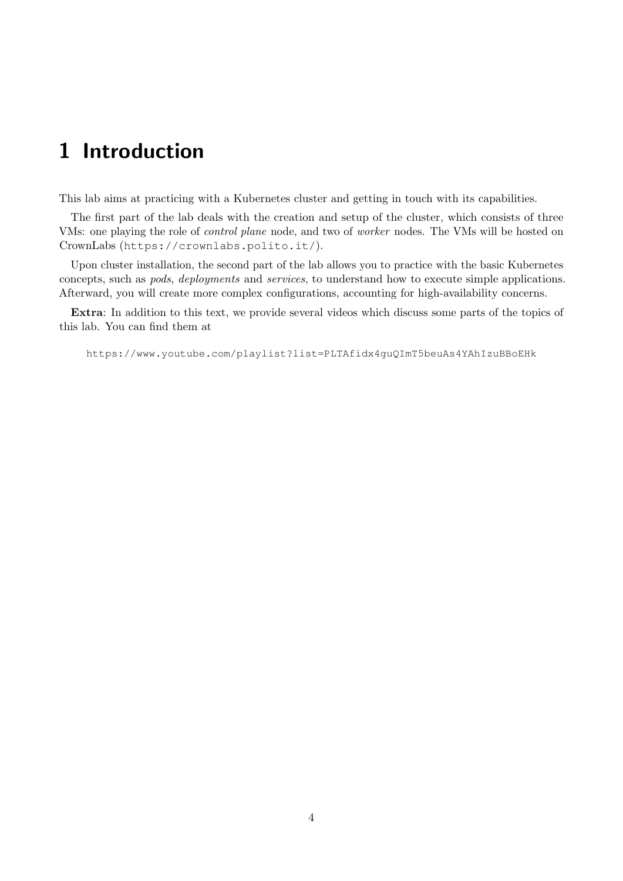# 1 Introduction

This lab aims at practicing with a Kubernetes cluster and getting in touch with its capabilities.

The first part of the lab deals with the creation and setup of the cluster, which consists of three VMs: one playing the role of *control plane* node, and two of *worker* nodes. The VMs will be hosted on CrownLabs (`https://crownlabs.polito.it/`).

Upon cluster installation, the second part of the lab allows you to practice with the basic Kubernetes concepts, such as *pods*, *deployments* and *services*, to understand how to execute simple applications. Afterward, you will create more complex configurations, accounting for high-availability concerns.

**Extra**: In addition to this text, we provide several videos which discuss some parts of the topics of this lab. You can find them at

`https://www.youtube.com/playlist?list=PLTAfidx4guQImT5beuAs4YAhIzuBBoEHk`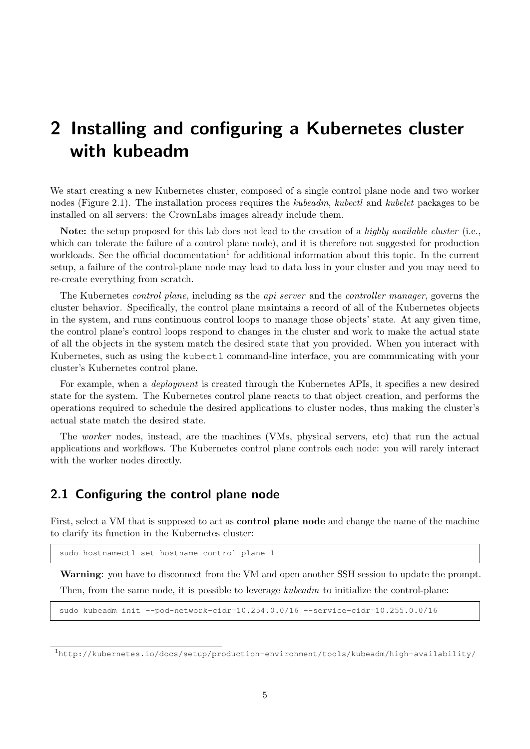# 2 Installing and configuring a Kubernetes cluster with kubeadm

We start creating a new Kubernetes cluster, composed of a single control plane node and two worker nodes (Figure 2.1). The installation process requires the *kubeadm*, *kubectl* and *kubelet* packages to be installed on all servers: the CrownLabs images already include them.

**Note:** the setup proposed for this lab does not lead to the creation of a *highly available cluster* (i.e., which can tolerate the failure of a control plane node), and it is therefore not suggested for production workloads. See the official documentation[1] for additional information about this topic. In the current setup, a failure of the control-plane node may lead to data loss in your cluster and you may need to re-create everything from scratch.

The Kubernetes *control plane*, including as the *api server* and the *controller manager*, governs the cluster behavior. Specifically, the control plane maintains a record of all of the Kubernetes objects in the system, and runs continuous control loops to manage those objects' state. At any given time, the control plane's control loops respond to changes in the cluster and work to make the actual state of all the objects in the system match the desired state that you provided. When you interact with Kubernetes, such as using the `kubectl` command-line interface, you are communicating with your cluster's Kubernetes control plane.

For example, when a *deployment* is created through the Kubernetes APIs, it specifies a new desired state for the system. The Kubernetes control plane reacts to that object creation, and performs the operations required to schedule the desired applications to cluster nodes, thus making the cluster's actual state match the desired state.

The *worker* nodes, instead, are the machines (VMs, physical servers, etc) that run the actual applications and workflows. The Kubernetes control plane controls each node: you will rarely interact with the worker nodes directly.

## 2.1 Configuring the control plane node

First, select a VM that is supposed to act as **control plane node** and change the name of the machine to clarify its function in the Kubernetes cluster:

```
sudo hostnamectl set-hostname control-plane-1
```

**Warning**: you have to disconnect from the VM and open another SSH session to update the prompt.

Then, from the same node, it is possible to leverage *kubeadm* to initialize the control-plane:

```
sudo kubeadm init --pod-network-cidr=10.254.0.0/16 --service-cidr=10.255.0.0/16
```

[1] `http://kubernetes.io/docs/setup/production-environment/tools/kubeadm/high-availability/`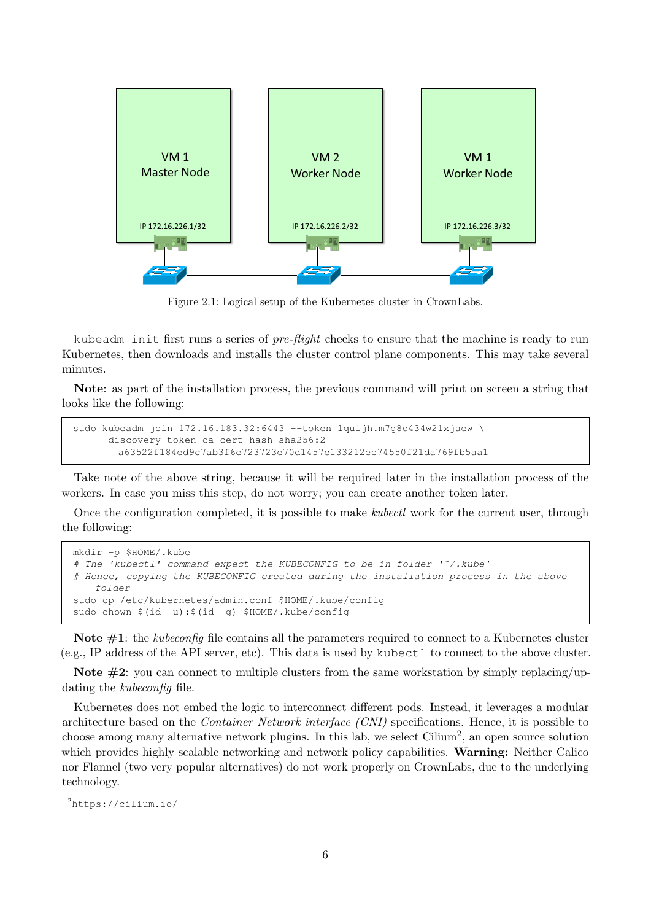Figure 2.1: Logical setup of the Kubernetes cluster in CrownLabs.

`kubeadm init` first runs a series of *pre-flight* checks to ensure that the machine is ready to run Kubernetes, then downloads and installs the cluster control plane components. This may take several minutes.

**Note**: as part of the installation process, the previous command will print on screen a string that looks like the following:

```
sudo kubeadm join 172.16.183.32:6443 --token 1quijh.m7g8o434w21xjaew \
    --discovery-token-ca-cert-hash sha256:2
        a63522f184ed9c7ab3f6e723723e70d1457c133212ee74550f21da769fb5aa1
```

Take note of the above string, because it will be required later in the installation process of the workers. In case you miss this step, do not worry; you can create another token later.

Once the configuration completed, it is possible to make *kubectl* work for the current user, through the following:

```
mkdir -p $HOME/.kube
# The 'kubectl' command expect the KUBECONFIG to be in folder '~/.kube'
# Hence, copying the KUBECONFIG created during the installation process in the above
    folder
sudo cp /etc/kubernetes/admin.conf $HOME/.kube/config
sudo chown $(id -u):$(id -g) $HOME/.kube/config
```

**Note #1**: the *kubeconfig* file contains all the parameters required to connect to a Kubernetes cluster (e.g., IP address of the API server, etc). This data is used by `kubectl` to connect to the above cluster.

**Note #2**: you can connect to multiple clusters from the same workstation by simply replacing/updating the *kubeconfig* file.

Kubernetes does not embed the logic to interconnect different pods. Instead, it leverages a modular architecture based on the *Container Network interface (CNI)* specifications. Hence, it is possible to choose among many alternative network plugins. In this lab, we select Cilium[2], an open source solution which provides highly scalable networking and network policy capabilities. **Warning:** Neither Calico nor Flannel (two very popular alternatives) do not work properly on CrownLabs, due to the underlying technology.

[2] https://cilium.io/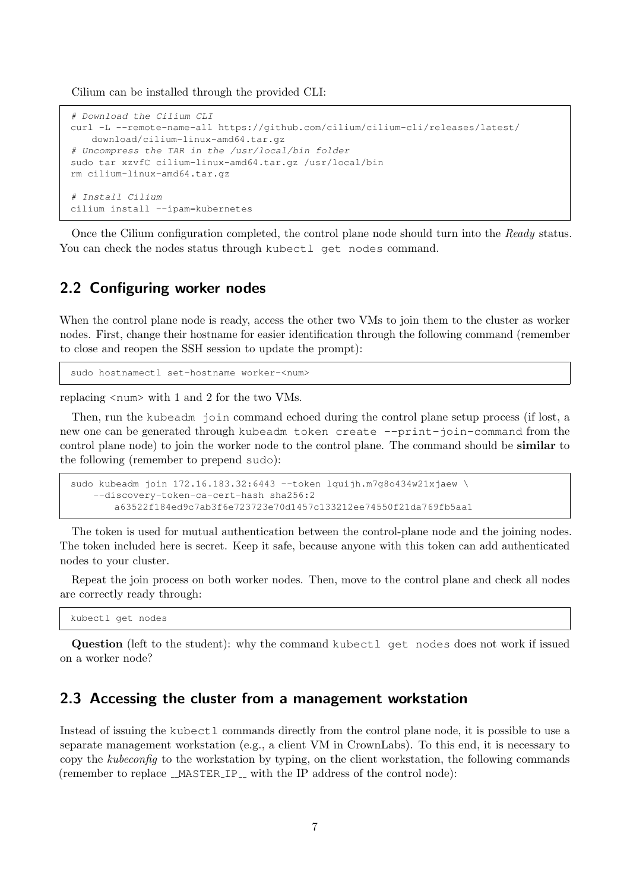Cilium can be installed through the provided CLI:

```
# Download the Cilium CLI
curl -L --remote-name-all https://github.com/cilium/cilium-cli/releases/latest/
    download/cilium-linux-amd64.tar.gz
# Uncompress the TAR in the /usr/local/bin folder
sudo tar xzvfC cilium-linux-amd64.tar.gz /usr/local/bin
rm cilium-linux-amd64.tar.gz

# Install Cilium
cilium install --ipam=kubernetes
```

Once the Cilium configuration completed, the control plane node should turn into the *Ready* status. You can check the nodes status through `kubectl get nodes` command.

## 2.2 Configuring worker nodes

When the control plane node is ready, access the other two VMs to join them to the cluster as worker nodes. First, change their hostname for easier identification through the following command (remember to close and reopen the SSH session to update the prompt):

```
sudo hostnamectl set-hostname worker-<num>
```

replacing `<num>` with 1 and 2 for the two VMs.

Then, run the `kubeadm join` command echoed during the control plane setup process (if lost, a new one can be generated through `kubeadm token create --print-join-command` from the control plane node) to join the worker node to the control plane. The command should be **similar** to the following (remember to prepend `sudo`):

```
sudo kubeadm join 172.16.183.32:6443 --token lquijh.m7g8o434w21xjaew \
    --discovery-token-ca-cert-hash sha256:2
        a63522f184ed9c7ab3f6e723723e70d1457c133212ee74550f21da769fb5aa1
```

The token is used for mutual authentication between the control-plane node and the joining nodes. The token included here is secret. Keep it safe, because anyone with this token can add authenticated nodes to your cluster.

Repeat the join process on both worker nodes. Then, move to the control plane and check all nodes are correctly ready through:

```
kubectl get nodes
```

**Question** (left to the student): why the command `kubectl get nodes` does not work if issued on a worker node?

## 2.3 Accessing the cluster from a management workstation

Instead of issuing the `kubectl` commands directly from the control plane node, it is possible to use a separate management workstation (e.g., a client VM in CrownLabs). To this end, it is necessary to copy the *kubeconfig* to the workstation by typing, on the client workstation, the following commands (remember to replace `__MASTER_IP__` with the IP address of the control node):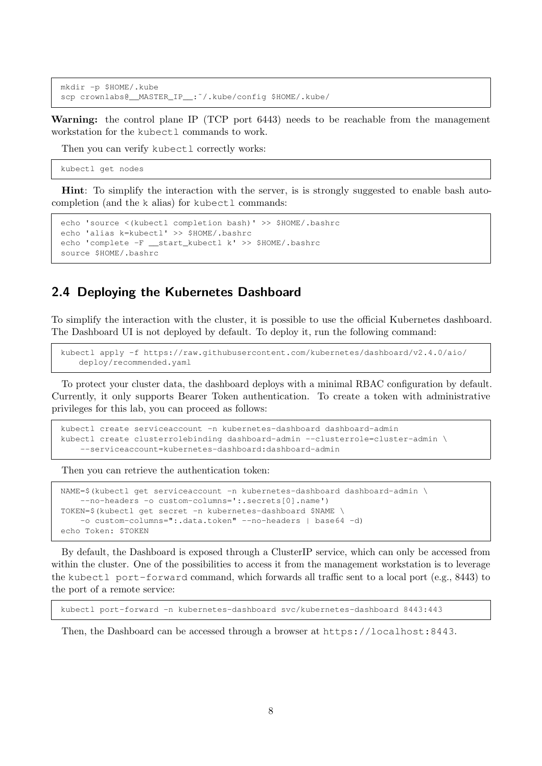```
mkdir -p $HOME/.kube
scp crownlabs@__MASTER_IP__:~/.kube/config $HOME/.kube/
```

**Warning:** the control plane IP (TCP port 6443) needs to be reachable from the management workstation for the `kubectl` commands to work.

Then you can verify `kubectl` correctly works:

```
kubectl get nodes
```

**Hint**: To simplify the interaction with the server, is is strongly suggested to enable bash auto-completion (and the `k` alias) for `kubectl` commands:

```
echo 'source <(kubectl completion bash)' >> $HOME/.bashrc
echo 'alias k=kubectl' >> $HOME/.bashrc
echo 'complete -F __start_kubectl k' >> $HOME/.bashrc
source $HOME/.bashrc
```

## 2.4 Deploying the Kubernetes Dashboard

To simplify the interaction with the cluster, it is possible to use the official Kubernetes dashboard. The Dashboard UI is not deployed by default. To deploy it, run the following command:

```
kubectl apply -f https://raw.githubusercontent.com/kubernetes/dashboard/v2.4.0/aio/
    deploy/recommended.yaml
```

To protect your cluster data, the dashboard deploys with a minimal RBAC configuration by default. Currently, it only supports Bearer Token authentication. To create a token with administrative privileges for this lab, you can proceed as follows:

```
kubectl create serviceaccount -n kubernetes-dashboard dashboard-admin
kubectl create clusterrolebinding dashboard-admin --clusterrole=cluster-admin \
    --serviceaccount=kubernetes-dashboard:dashboard-admin
```

Then you can retrieve the authentication token:

```
NAME=$(kubectl get serviceaccount -n kubernetes-dashboard dashboard-admin \
    --no-headers -o custom-columns=':.secrets[0].name')
TOKEN=$(kubectl get secret -n kubernetes-dashboard $NAME \
    -o custom-columns=":.data.token" --no-headers | base64 -d)
echo Token: $TOKEN
```

By default, the Dashboard is exposed through a ClusterIP service, which can only be accessed from within the cluster. One of the possibilities to access it from the management workstation is to leverage the `kubectl port-forward` command, which forwards all traffic sent to a local port (e.g., 8443) to the port of a remote service:

```
kubectl port-forward -n kubernetes-dashboard svc/kubernetes-dashboard 8443:443
```

Then, the Dashboard can be accessed through a browser at `https://localhost:8443`.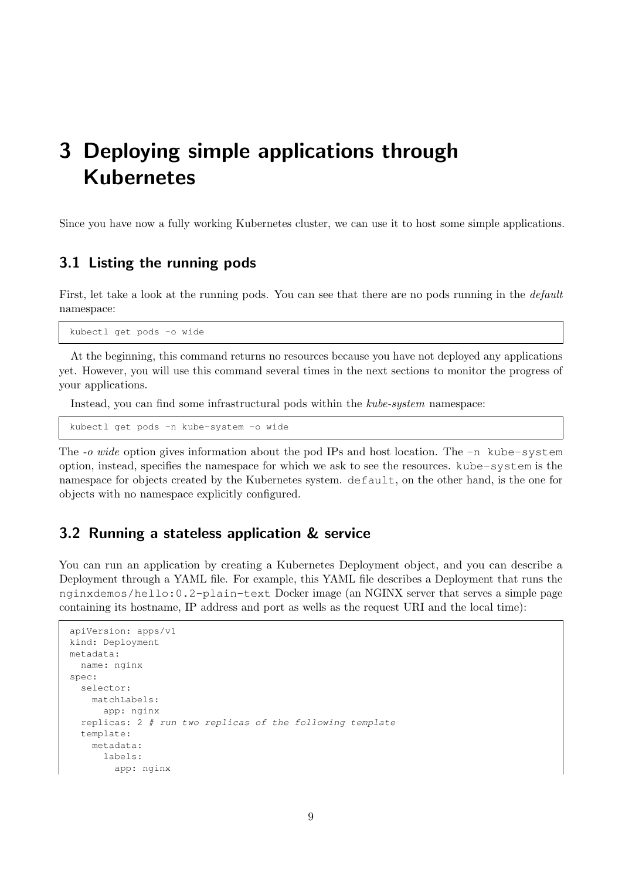# 3 Deploying simple applications through Kubernetes

Since you have now a fully working Kubernetes cluster, we can use it to host some simple applications.

## 3.1 Listing the running pods

First, let take a look at the running pods. You can see that there are no pods running in the *default* namespace:

```
kubectl get pods -o wide
```

At the beginning, this command returns no resources because you have not deployed any applications yet. However, you will use this command several times in the next sections to monitor the progress of your applications.

Instead, you can find some infrastructural pods within the *kube-system* namespace:

```
kubectl get pods -n kube-system -o wide
```

The *-o wide* option gives information about the pod IPs and host location. The `-n kube-system` option, instead, specifies the namespace for which we ask to see the resources. `kube-system` is the namespace for objects created by the Kubernetes system. `default`, on the other hand, is the one for objects with no namespace explicitly configured.

## 3.2 Running a stateless application & service

You can run an application by creating a Kubernetes Deployment object, and you can describe a Deployment through a YAML file. For example, this YAML file describes a Deployment that runs the `nginxdemos/hello:0.2-plain-text` Docker image (an NGINX server that serves a simple page containing its hostname, IP address and port as wells as the request URI and the local time):

```
apiVersion: apps/v1
kind: Deployment
metadata:
  name: nginx
spec:
  selector:
    matchLabels:
      app: nginx
  replicas: 2 # run two replicas of the following template
  template:
    metadata:
      labels:
        app: nginx
```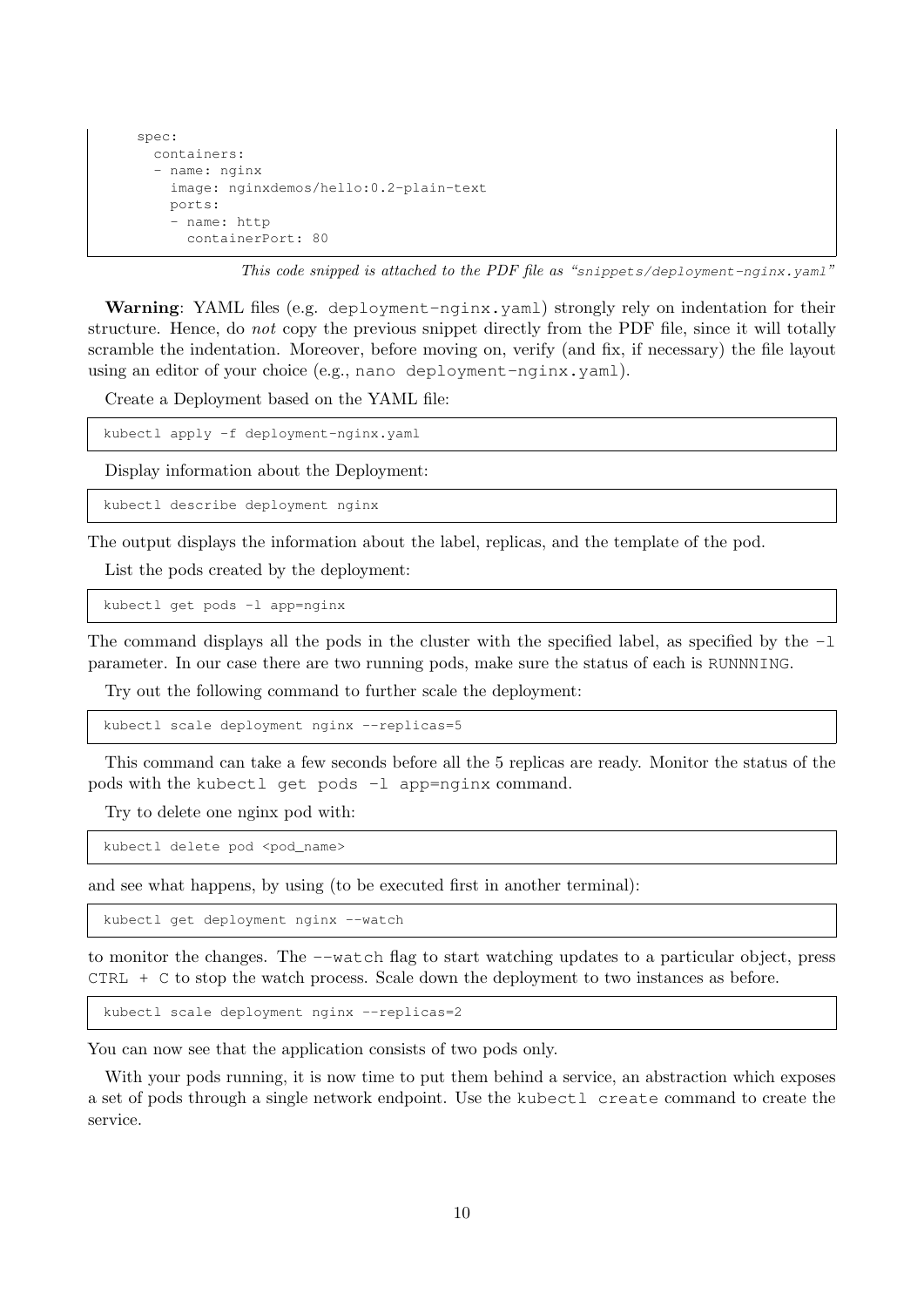```
    spec:
      containers:
      - name: nginx
        image: nginxdemos/hello:0.2-plain-text
        ports:
        - name: http
          containerPort: 80
```

*This code snipped is attached to the PDF file as "snippets/deployment-nginx.yaml"*

**Warning**: YAML files (e.g. deployment-nginx.yaml) strongly rely on indentation for their structure. Hence, do *not* copy the previous snippet directly from the PDF file, since it will totally scramble the indentation. Moreover, before moving on, verify (and fix, if necessary) the file layout using an editor of your choice (e.g., nano deployment-nginx.yaml).

Create a Deployment based on the YAML file:

```
kubectl apply -f deployment-nginx.yaml
```

Display information about the Deployment:

```
kubectl describe deployment nginx
```

The output displays the information about the label, replicas, and the template of the pod.

List the pods created by the deployment:

```
kubectl get pods -l app=nginx
```

The command displays all the pods in the cluster with the specified label, as specified by the -l parameter. In our case there are two running pods, make sure the status of each is RUNNNING.

Try out the following command to further scale the deployment:

```
kubectl scale deployment nginx --replicas=5
```

This command can take a few seconds before all the 5 replicas are ready. Monitor the status of the pods with the kubectl get pods -l app=nginx command.

Try to delete one nginx pod with:

```
kubectl delete pod <pod_name>
```

and see what happens, by using (to be executed first in another terminal):

```
kubectl get deployment nginx --watch
```

to monitor the changes. The --watch flag to start watching updates to a particular object, press CTRL + C to stop the watch process. Scale down the deployment to two instances as before.

```
kubectl scale deployment nginx --replicas=2
```

You can now see that the application consists of two pods only.

With your pods running, it is now time to put them behind a service, an abstraction which exposes a set of pods through a single network endpoint. Use the kubectl create command to create the service.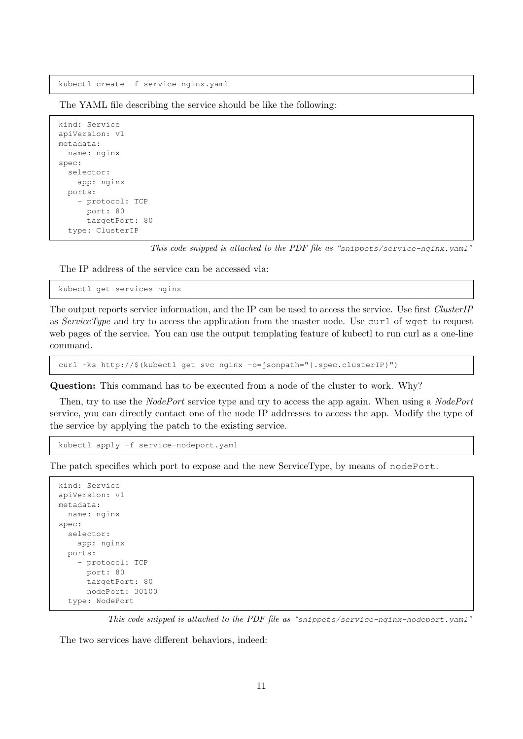```
kubectl create -f service-nginx.yaml
```

The YAML file describing the service should be like the following:

```
kind: Service
apiVersion: v1
metadata:
  name: nginx
spec:
  selector:
    app: nginx
  ports:
    - protocol: TCP
      port: 80
      targetPort: 80
  type: ClusterIP
```

*This code snipped is attached to the PDF file as "snippets/service-nginx.yaml"*

The IP address of the service can be accessed via:

```
kubectl get services nginx
```

The output reports service information, and the IP can be used to access the service. Use first *ClusterIP* as *ServiceType* and try to access the application from the master node. Use `curl` of `wget` to request web pages of the service. You can use the output templating feature of kubectl to run curl as a one-line command.

```
curl -ks http://$(kubectl get svc nginx -o=jsonpath="{.spec.clusterIP}")
```

**Question:** This command has to be executed from a node of the cluster to work. Why?

Then, try to use the *NodePort* service type and try to access the app again. When using a *NodePort* service, you can directly contact one of the node IP addresses to access the app. Modify the type of the service by applying the patch to the existing service.

```
kubectl apply -f service-nodeport.yaml
```

The patch specifies which port to expose and the new ServiceType, by means of `nodePort`.

```
kind: Service
apiVersion: v1
metadata:
  name: nginx
spec:
  selector:
    app: nginx
  ports:
    - protocol: TCP
      port: 80
      targetPort: 80
      nodePort: 30100
  type: NodePort
```

*This code snipped is attached to the PDF file as "snippets/service-nginx-nodeport.yaml"*

The two services have different behaviors, indeed: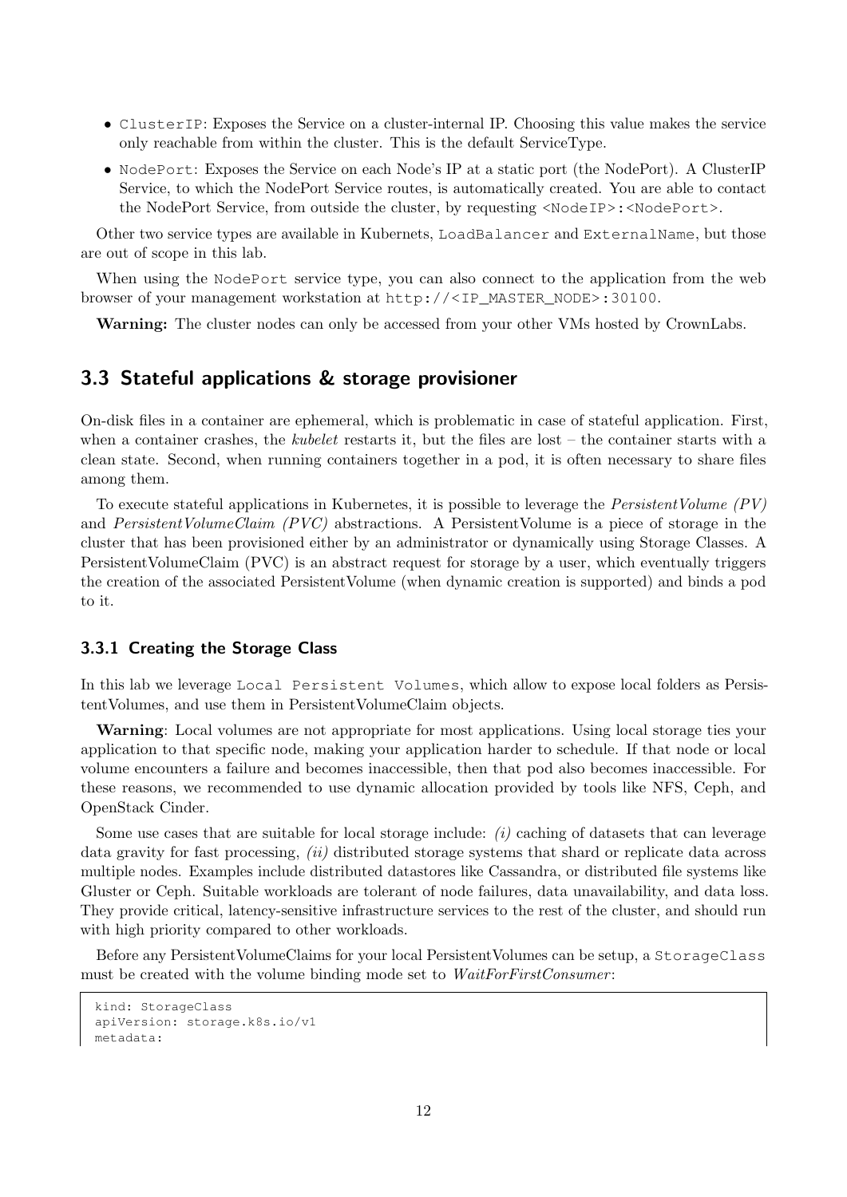- `ClusterIP`: Exposes the Service on a cluster-internal IP. Choosing this value makes the service only reachable from within the cluster. This is the default ServiceType.
- `NodePort`: Exposes the Service on each Node's IP at a static port (the NodePort). A ClusterIP Service, to which the NodePort Service routes, is automatically created. You are able to contact the NodePort Service, from outside the cluster, by requesting `<NodeIP>:<NodePort>`.

Other two service types are available in Kubernets, `LoadBalancer` and `ExternalName`, but those are out of scope in this lab.

When using the `NodePort` service type, you can also connect to the application from the web browser of your management workstation at `http://<IP_MASTER_NODE>:30100`.

**Warning:** The cluster nodes can only be accessed from your other VMs hosted by CrownLabs.

## 3.3 Stateful applications & storage provisioner

On-disk files in a container are ephemeral, which is problematic in case of stateful application. First, when a container crashes, the *kubelet* restarts it, but the files are lost – the container starts with a clean state. Second, when running containers together in a pod, it is often necessary to share files among them.

To execute stateful applications in Kubernetes, it is possible to leverage the *PersistentVolume (PV)* and *PersistentVolumeClaim (PVC)* abstractions. A PersistentVolume is a piece of storage in the cluster that has been provisioned either by an administrator or dynamically using Storage Classes. A PersistentVolumeClaim (PVC) is an abstract request for storage by a user, which eventually triggers the creation of the associated PersistentVolume (when dynamic creation is supported) and binds a pod to it.

### 3.3.1 Creating the Storage Class

In this lab we leverage `Local Persistent Volumes`, which allow to expose local folders as PersistentVolumes, and use them in PersistentVolumeClaim objects.

**Warning**: Local volumes are not appropriate for most applications. Using local storage ties your application to that specific node, making your application harder to schedule. If that node or local volume encounters a failure and becomes inaccessible, then that pod also becomes inaccessible. For these reasons, we recommended to use dynamic allocation provided by tools like NFS, Ceph, and OpenStack Cinder.

Some use cases that are suitable for local storage include: *(i)* caching of datasets that can leverage data gravity for fast processing, *(ii)* distributed storage systems that shard or replicate data across multiple nodes. Examples include distributed datastores like Cassandra, or distributed file systems like Gluster or Ceph. Suitable workloads are tolerant of node failures, data unavailability, and data loss. They provide critical, latency-sensitive infrastructure services to the rest of the cluster, and should run with high priority compared to other workloads.

Before any PersistentVolumeClaims for your local PersistentVolumes can be setup, a `StorageClass` must be created with the volume binding mode set to *WaitForFirstConsumer*:

```
kind: StorageClass
apiVersion: storage.k8s.io/v1
metadata:
```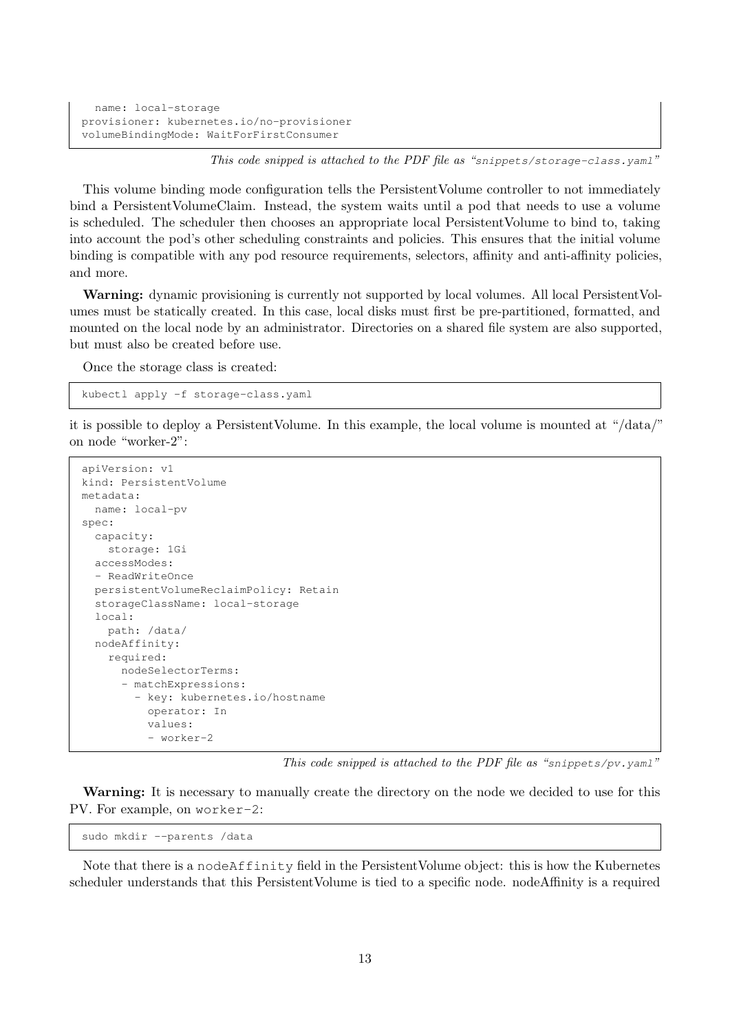```
  name: local-storage
provisioner: kubernetes.io/no-provisioner
volumeBindingMode: WaitForFirstConsumer
```

*This code snipped is attached to the PDF file as "snippets/storage-class.yaml"*

This volume binding mode configuration tells the PersistentVolume controller to not immediately bind a PersistentVolumeClaim. Instead, the system waits until a pod that needs to use a volume is scheduled. The scheduler then chooses an appropriate local PersistentVolume to bind to, taking into account the pod's other scheduling constraints and policies. This ensures that the initial volume binding is compatible with any pod resource requirements, selectors, affinity and anti-affinity policies, and more.

**Warning:** dynamic provisioning is currently not supported by local volumes. All local PersistentVolumes must be statically created. In this case, local disks must first be pre-partitioned, formatted, and mounted on the local node by an administrator. Directories on a shared file system are also supported, but must also be created before use.

Once the storage class is created:

```
kubectl apply -f storage-class.yaml
```

it is possible to deploy a PersistentVolume. In this example, the local volume is mounted at "/data/" on node "worker-2":

```
apiVersion: v1
kind: PersistentVolume
metadata:
  name: local-pv
spec:
  capacity:
    storage: 1Gi
  accessModes:
  - ReadWriteOnce
  persistentVolumeReclaimPolicy: Retain
  storageClassName: local-storage
  local:
    path: /data/
  nodeAffinity:
    required:
      nodeSelectorTerms:
      - matchExpressions:
        - key: kubernetes.io/hostname
          operator: In
          values:
          - worker-2
```

*This code snipped is attached to the PDF file as "snippets/pv.yaml"*

**Warning:** It is necessary to manually create the directory on the node we decided to use for this PV. For example, on `worker-2`:

```
sudo mkdir --parents /data
```

Note that there is a `nodeAffinity` field in the PersistentVolume object: this is how the Kubernetes scheduler understands that this PersistentVolume is tied to a specific node. nodeAffinity is a required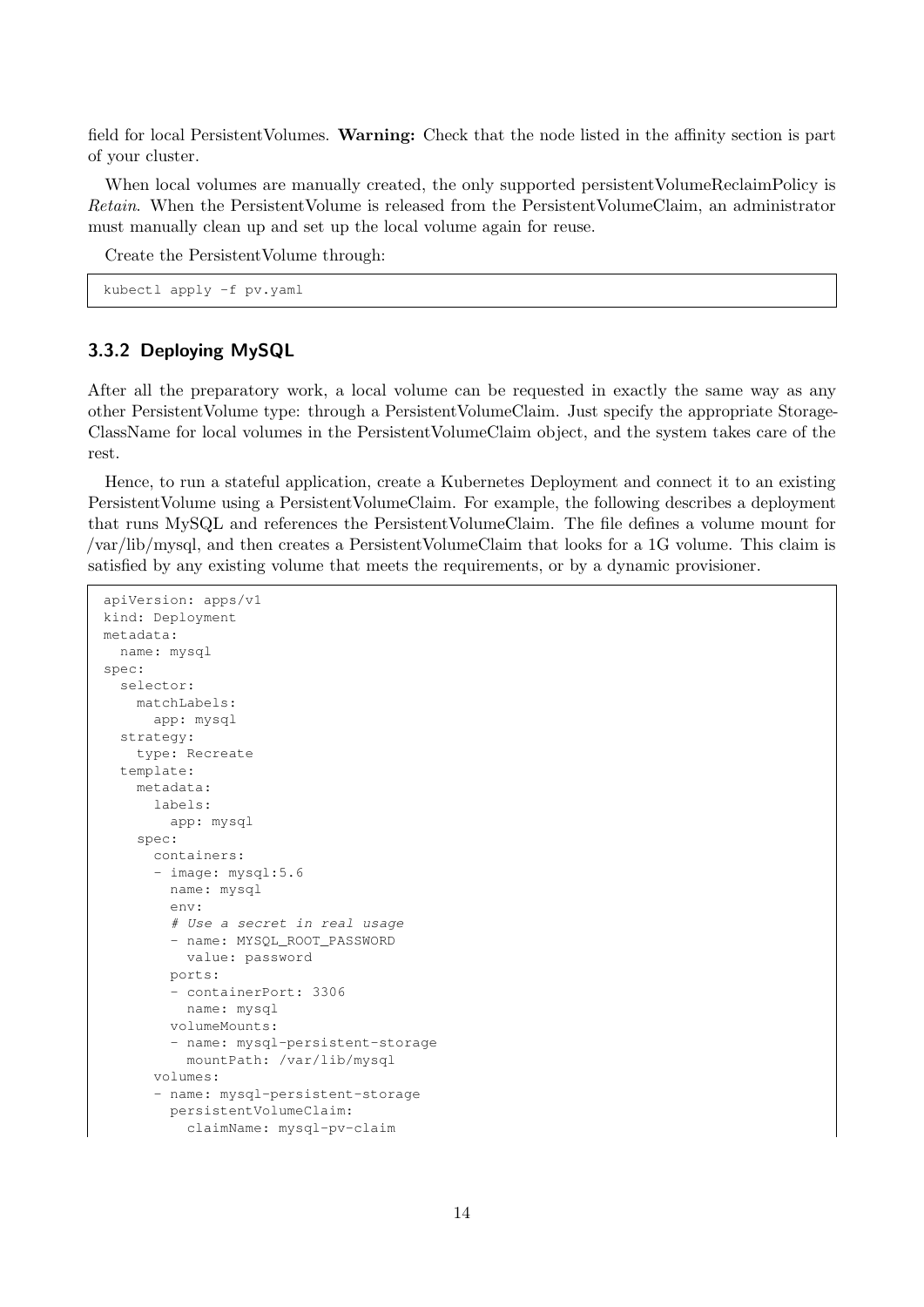field for local PersistentVolumes. **Warning:** Check that the node listed in the affinity section is part of your cluster.

When local volumes are manually created, the only supported persistentVolumeReclaimPolicy is *Retain*. When the PersistentVolume is released from the PersistentVolumeClaim, an administrator must manually clean up and set up the local volume again for reuse.

Create the PersistentVolume through:

```
kubectl apply -f pv.yaml
```

### 3.3.2 Deploying MySQL

After all the preparatory work, a local volume can be requested in exactly the same way as any other PersistentVolume type: through a PersistentVolumeClaim. Just specify the appropriate StorageClassName for local volumes in the PersistentVolumeClaim object, and the system takes care of the rest.

Hence, to run a stateful application, create a Kubernetes Deployment and connect it to an existing PersistentVolume using a PersistentVolumeClaim. For example, the following describes a deployment that runs MySQL and references the PersistentVolumeClaim. The file defines a volume mount for /var/lib/mysql, and then creates a PersistentVolumeClaim that looks for a 1G volume. This claim is satisfied by any existing volume that meets the requirements, or by a dynamic provisioner.

```
apiVersion: apps/v1
kind: Deployment
metadata:
  name: mysql
spec:
  selector:
    matchLabels:
      app: mysql
  strategy:
    type: Recreate
  template:
    metadata:
      labels:
        app: mysql
    spec:
      containers:
      - image: mysql:5.6
        name: mysql
        env:
        # Use a secret in real usage
        - name: MYSQL_ROOT_PASSWORD
          value: password
        ports:
        - containerPort: 3306
          name: mysql
        volumeMounts:
        - name: mysql-persistent-storage
          mountPath: /var/lib/mysql
      volumes:
      - name: mysql-persistent-storage
        persistentVolumeClaim:
          claimName: mysql-pv-claim
```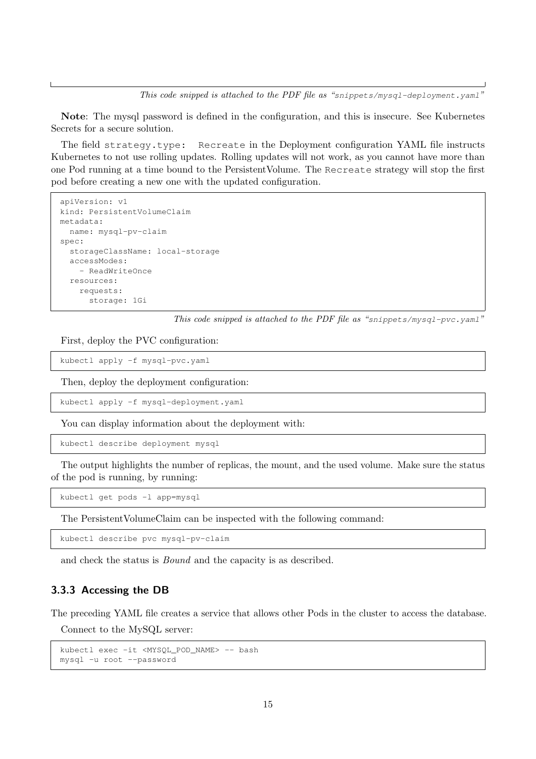*This code snipped is attached to the PDF file as "snippets/mysql-deployment.yaml"*

**Note**: The mysql password is defined in the configuration, and this is insecure. See Kubernetes Secrets for a secure solution.

The field `strategy.type: Recreate` in the Deployment configuration YAML file instructs Kubernetes to not use rolling updates. Rolling updates will not work, as you cannot have more than one Pod running at a time bound to the PersistentVolume. The `Recreate` strategy will stop the first pod before creating a new one with the updated configuration.

```
apiVersion: v1
kind: PersistentVolumeClaim
metadata:
  name: mysql-pv-claim
spec:
  storageClassName: local-storage
  accessModes:
    - ReadWriteOnce
  resources:
    requests:
      storage: 1Gi
```

*This code snipped is attached to the PDF file as "snippets/mysql-pvc.yaml"*

First, deploy the PVC configuration:

```
kubectl apply -f mysql-pvc.yaml
```

Then, deploy the deployment configuration:

```
kubectl apply -f mysql-deployment.yaml
```

You can display information about the deployment with:

```
kubectl describe deployment mysql
```

The output highlights the number of replicas, the mount, and the used volume. Make sure the status of the pod is running, by running:

```
kubectl get pods -l app=mysql
```

The PersistentVolumeClaim can be inspected with the following command:

```
kubectl describe pvc mysql-pv-claim
```

and check the status is *Bound* and the capacity is as described.

### 3.3.3 Accessing the DB

The preceding YAML file creates a service that allows other Pods in the cluster to access the database.

Connect to the MySQL server:

```
kubectl exec -it <MYSQL_POD_NAME> -- bash
mysql -u root --password
```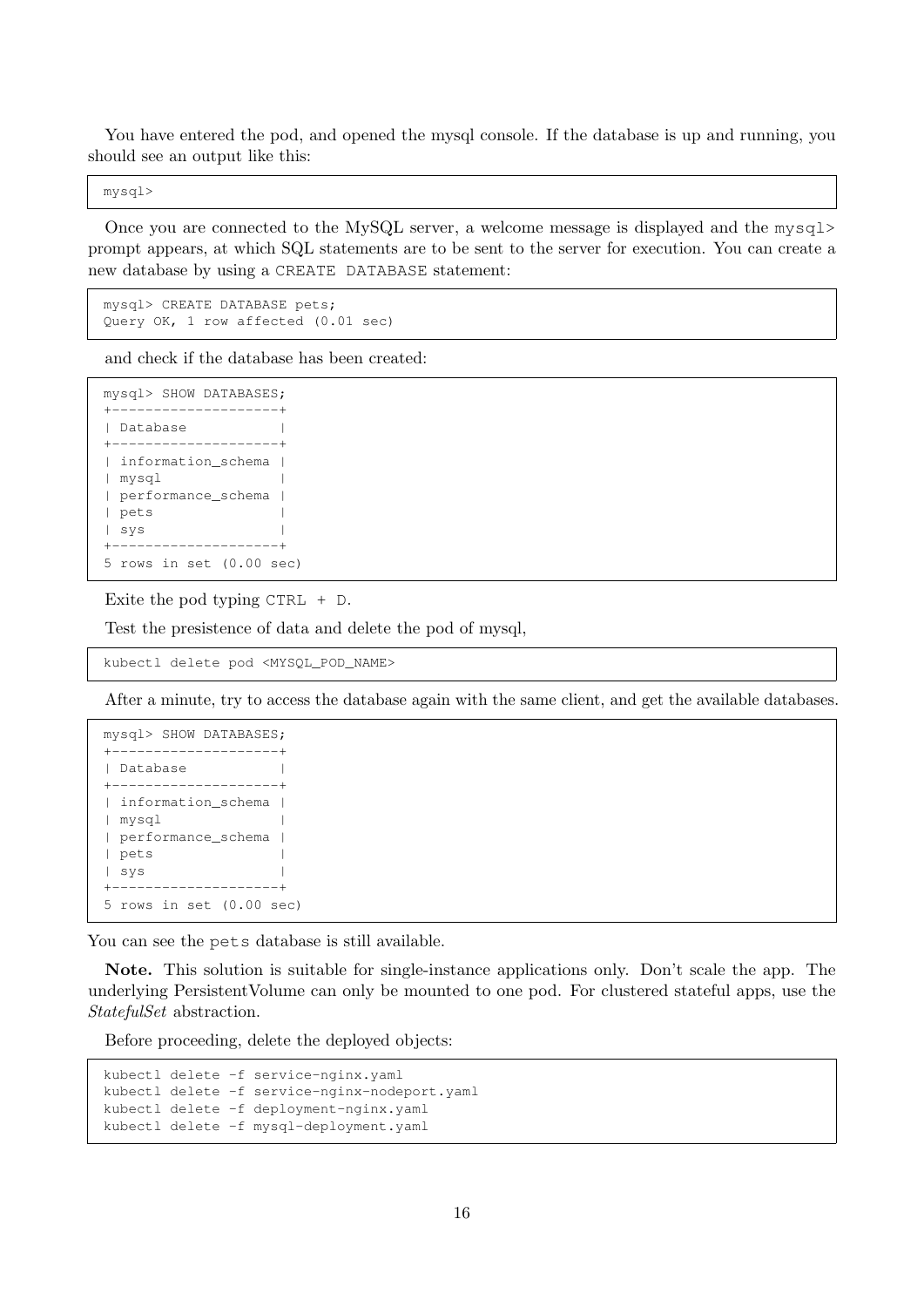You have entered the pod, and opened the mysql console. If the database is up and running, you should see an output like this:

```
mysql>
```

Once you are connected to the MySQL server, a welcome message is displayed and the `mysql>` prompt appears, at which SQL statements are to be sent to the server for execution. You can create a new database by using a `CREATE DATABASE` statement:

```
mysql> CREATE DATABASE pets;
Query OK, 1 row affected (0.01 sec)
```

and check if the database has been created:

```
mysql> SHOW DATABASES;
+--------------------+
| Database           |
+--------------------+
| information_schema |
| mysql              |
| performance_schema |
| pets               |
| sys                |
+--------------------+
5 rows in set (0.00 sec)
```

Exite the pod typing `CTRL + D`.

Test the presistence of data and delete the pod of mysql,

```
kubectl delete pod <MYSQL_POD_NAME>
```

After a minute, try to access the database again with the same client, and get the available databases.

```
mysql> SHOW DATABASES;
+--------------------+
| Database           |
+--------------------+
| information_schema |
| mysql              |
| performance_schema |
| pets               |
| sys                |
+--------------------+
5 rows in set (0.00 sec)
```

You can see the `pets` database is still available.

**Note.** This solution is suitable for single-instance applications only. Don't scale the app. The underlying PersistentVolume can only be mounted to one pod. For clustered stateful apps, use the *StatefulSet* abstraction.

Before proceeding, delete the deployed objects:

```
kubectl delete -f service-nginx.yaml
kubectl delete -f service-nginx-nodeport.yaml
kubectl delete -f deployment-nginx.yaml
kubectl delete -f mysql-deployment.yaml
```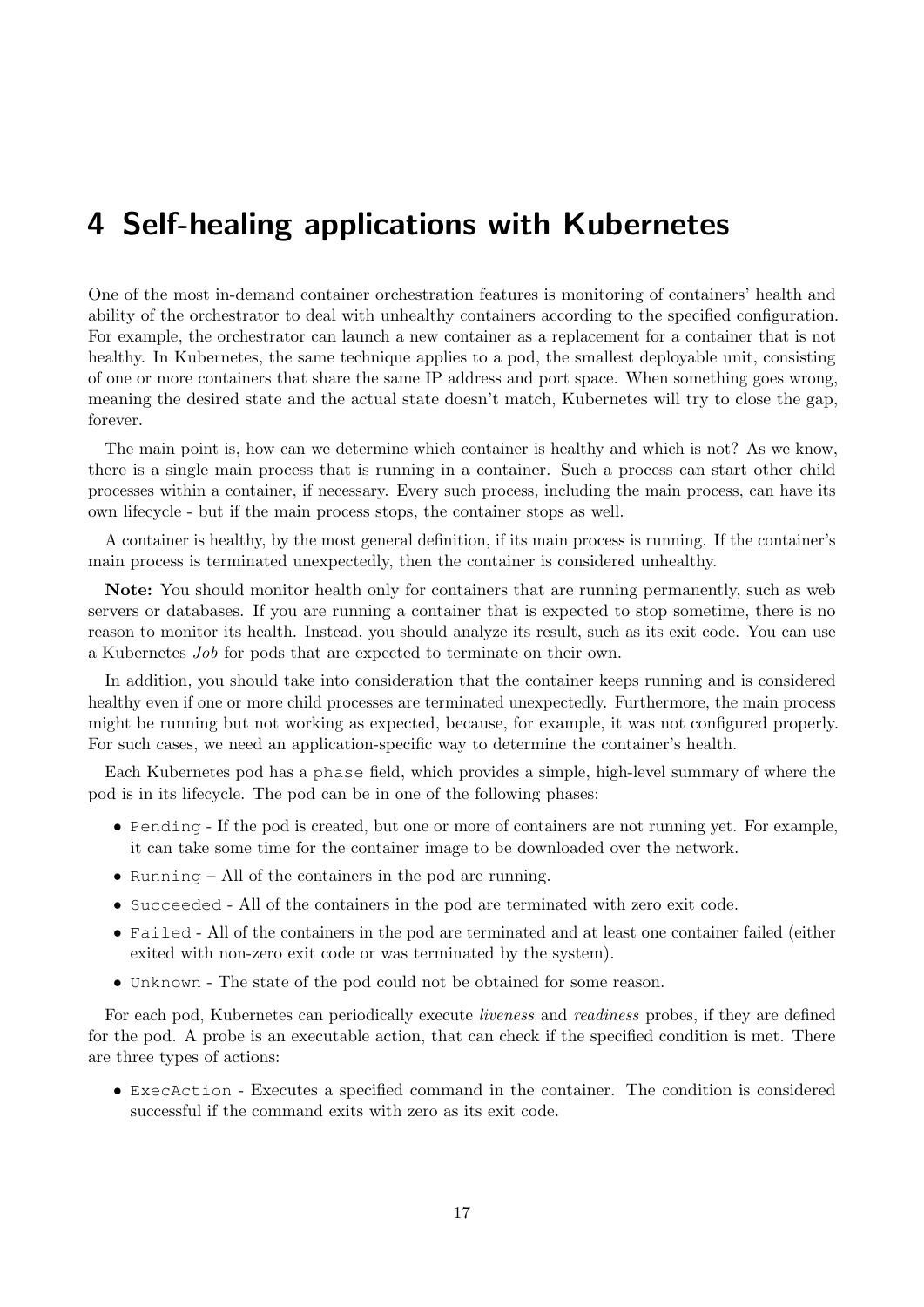# 4 Self-healing applications with Kubernetes

One of the most in-demand container orchestration features is monitoring of containers' health and ability of the orchestrator to deal with unhealthy containers according to the specified configuration. For example, the orchestrator can launch a new container as a replacement for a container that is not healthy. In Kubernetes, the same technique applies to a pod, the smallest deployable unit, consisting of one or more containers that share the same IP address and port space. When something goes wrong, meaning the desired state and the actual state doesn't match, Kubernetes will try to close the gap, forever.

The main point is, how can we determine which container is healthy and which is not? As we know, there is a single main process that is running in a container. Such a process can start other child processes within a container, if necessary. Every such process, including the main process, can have its own lifecycle - but if the main process stops, the container stops as well.

A container is healthy, by the most general definition, if its main process is running. If the container's main process is terminated unexpectedly, then the container is considered unhealthy.

**Note:** You should monitor health only for containers that are running permanently, such as web servers or databases. If you are running a container that is expected to stop sometime, there is no reason to monitor its health. Instead, you should analyze its result, such as its exit code. You can use a Kubernetes *Job* for pods that are expected to terminate on their own.

In addition, you should take into consideration that the container keeps running and is considered healthy even if one or more child processes are terminated unexpectedly. Furthermore, the main process might be running but not working as expected, because, for example, it was not configured properly. For such cases, we need an application-specific way to determine the container's health.

Each Kubernetes pod has a `phase` field, which provides a simple, high-level summary of where the pod is in its lifecycle. The pod can be in one of the following phases:

- `Pending` - If the pod is created, but one or more of containers are not running yet. For example, it can take some time for the container image to be downloaded over the network.
- `Running` – All of the containers in the pod are running.
- `Succeeded` - All of the containers in the pod are terminated with zero exit code.
- `Failed` - All of the containers in the pod are terminated and at least one container failed (either exited with non-zero exit code or was terminated by the system).
- `Unknown` - The state of the pod could not be obtained for some reason.

For each pod, Kubernetes can periodically execute *liveness* and *readiness* probes, if they are defined for the pod. A probe is an executable action, that can check if the specified condition is met. There are three types of actions:

- `ExecAction` - Executes a specified command in the container. The condition is considered successful if the command exits with zero as its exit code.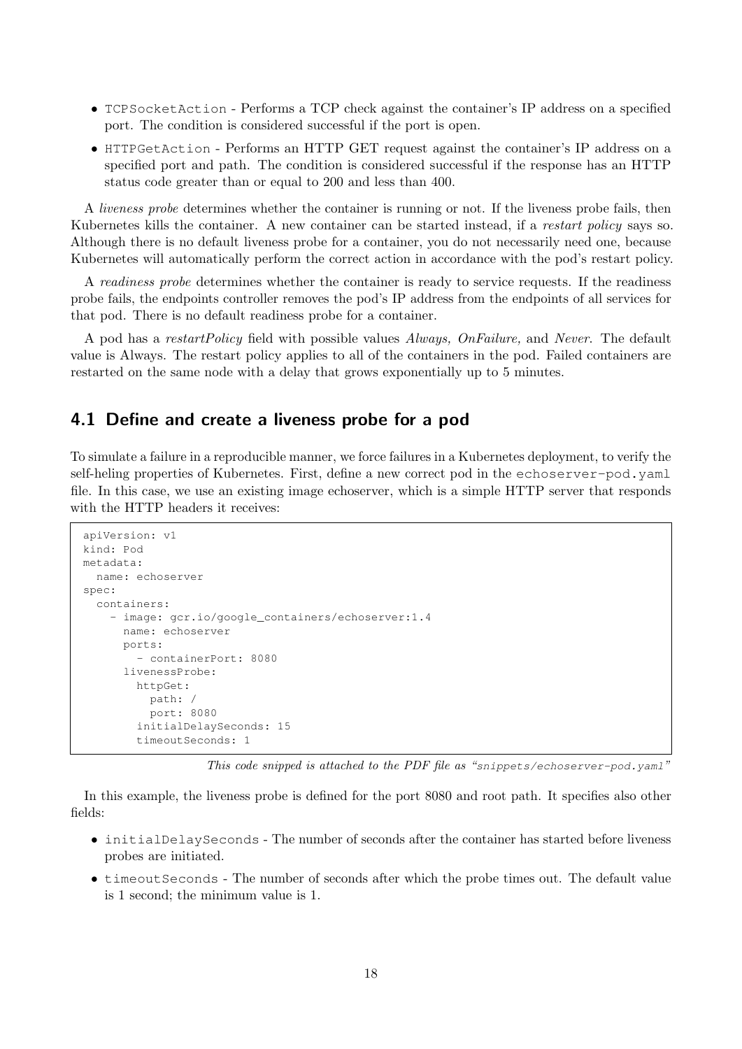- `TCPSocketAction` - Performs a TCP check against the container's IP address on a specified port. The condition is considered successful if the port is open.
- `HTTPGetAction` - Performs an HTTP GET request against the container's IP address on a specified port and path. The condition is considered successful if the response has an HTTP status code greater than or equal to 200 and less than 400.

A *liveness probe* determines whether the container is running or not. If the liveness probe fails, then Kubernetes kills the container. A new container can be started instead, if a *restart policy* says so. Although there is no default liveness probe for a container, you do not necessarily need one, because Kubernetes will automatically perform the correct action in accordance with the pod's restart policy.

A *readiness probe* determines whether the container is ready to service requests. If the readiness probe fails, the endpoints controller removes the pod's IP address from the endpoints of all services for that pod. There is no default readiness probe for a container.

A pod has a *restartPolicy* field with possible values *Always, OnFailure,* and *Never*. The default value is Always. The restart policy applies to all of the containers in the pod. Failed containers are restarted on the same node with a delay that grows exponentially up to 5 minutes.

## 4.1 Define and create a liveness probe for a pod

To simulate a failure in a reproducible manner, we force failures in a Kubernetes deployment, to verify the self-heling properties of Kubernetes. First, define a new correct pod in the `echoserver-pod.yaml` file. In this case, we use an existing image echoserver, which is a simple HTTP server that responds with the HTTP headers it receives:

```
apiVersion: v1
kind: Pod
metadata:
  name: echoserver
spec:
  containers:
    - image: gcr.io/google_containers/echoserver:1.4
      name: echoserver
      ports:
        - containerPort: 8080
      livenessProbe:
        httpGet:
          path: /
          port: 8080
        initialDelaySeconds: 15
        timeoutSeconds: 1
```

*This code snipped is attached to the PDF file as "snippets/echoserver-pod.yaml"*

In this example, the liveness probe is defined for the port 8080 and root path. It specifies also other fields:

- `initialDelaySeconds` - The number of seconds after the container has started before liveness probes are initiated.
- `timeoutSeconds` - The number of seconds after which the probe times out. The default value is 1 second; the minimum value is 1.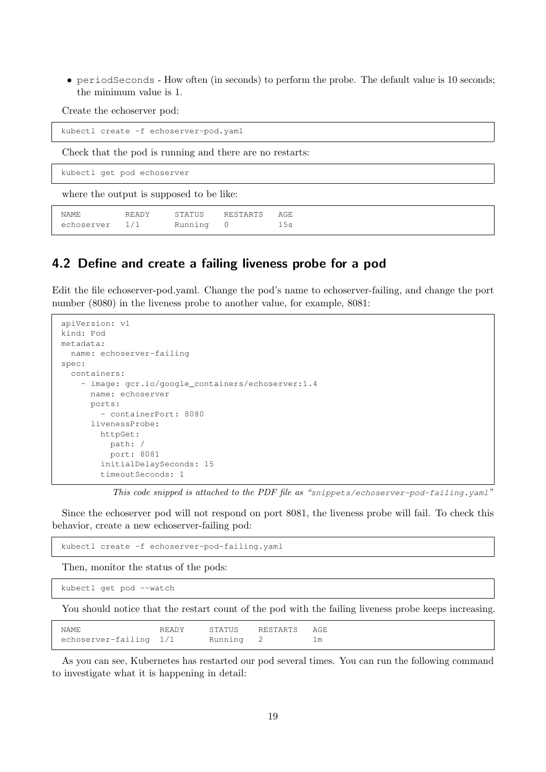- `periodSeconds` - How often (in seconds) to perform the probe. The default value is 10 seconds; the minimum value is 1.

Create the echoserver pod:

```
kubectl create -f echoserver-pod.yaml
```

Check that the pod is running and there are no restarts:

```
kubectl get pod echoserver
```

where the output is supposed to be like:

```
NAME         READY     STATUS    RESTARTS   AGE
echoserver   1/1       Running   0          15s
```

## 4.2 Define and create a failing liveness probe for a pod

Edit the file echoserver-pod.yaml. Change the pod's name to echoserver-failing, and change the port number (8080) in the liveness probe to another value, for example, 8081:

```
apiVersion: v1
kind: Pod
metadata:
  name: echoserver-failing
spec:
  containers:
    - image: gcr.io/google_containers/echoserver:1.4
      name: echoserver
      ports:
        - containerPort: 8080
      livenessProbe:
        httpGet:
          path: /
          port: 8081
        initialDelaySeconds: 15
        timeoutSeconds: 1
```

*This code snipped is attached to the PDF file as "snippets/echoserver-pod-failing.yaml"*

Since the echoserver pod will not respond on port 8081, the liveness probe will fail. To check this behavior, create a new echoserver-failing pod:

```
kubectl create -f echoserver-pod-failing.yaml
```

Then, monitor the status of the pods:

```
kubectl get pod --watch
```

You should notice that the restart count of the pod with the failing liveness probe keeps increasing.

```
NAME                 READY     STATUS    RESTARTS   AGE
echoserver-failing   1/1       Running   2          1m
```

As you can see, Kubernetes has restarted our pod several times. You can run the following command to investigate what it is happening in detail: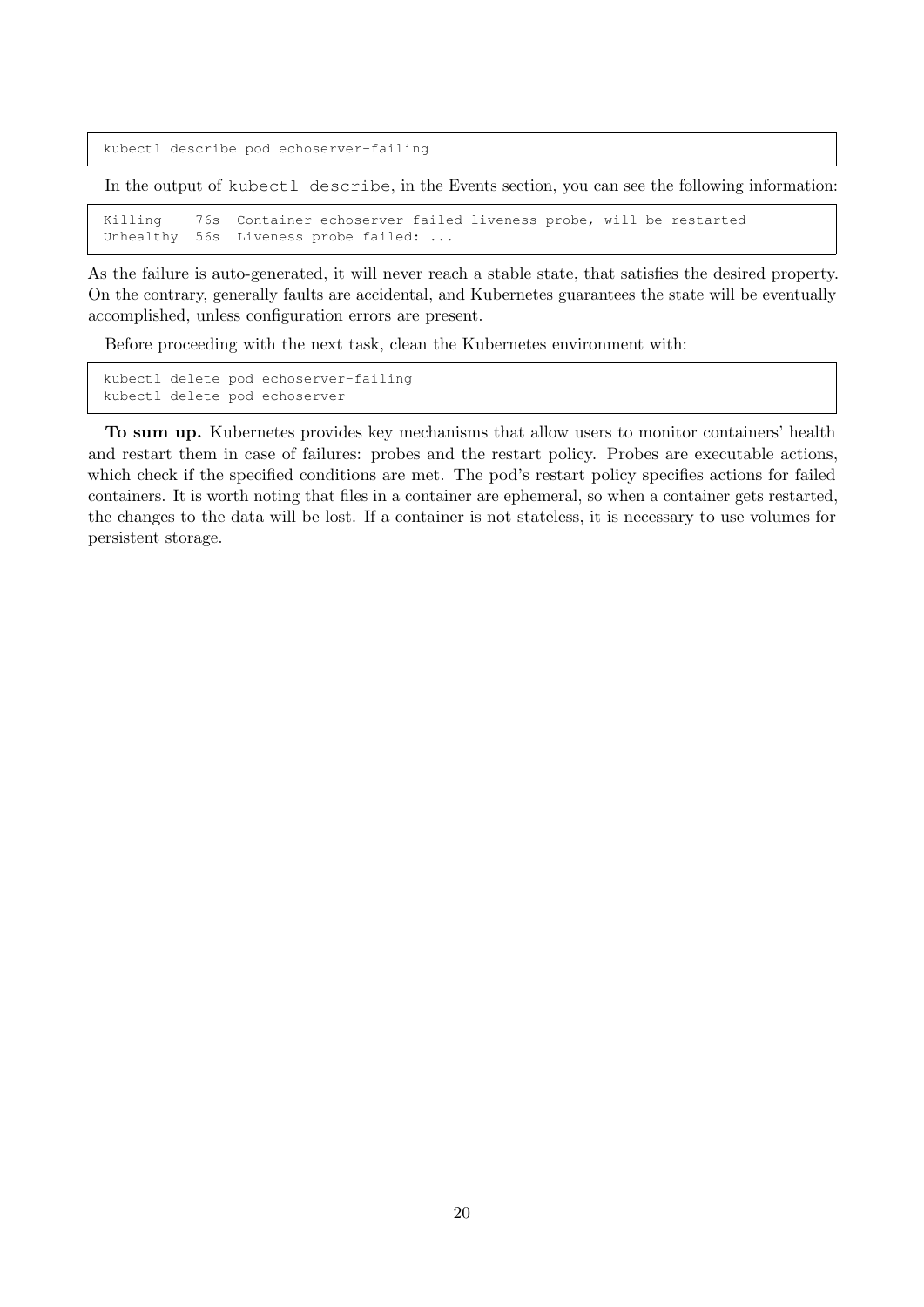```
kubectl describe pod echoserver-failing
```

In the output of `kubectl describe`, in the Events section, you can see the following information:

```
Killing    76s  Container echoserver failed liveness probe, will be restarted
Unhealthy  56s  Liveness probe failed: ...
```

As the failure is auto-generated, it will never reach a stable state, that satisfies the desired property. On the contrary, generally faults are accidental, and Kubernetes guarantees the state will be eventually accomplished, unless configuration errors are present.

Before proceeding with the next task, clean the Kubernetes environment with:

```
kubectl delete pod echoserver-failing
kubectl delete pod echoserver
```

**To sum up.** Kubernetes provides key mechanisms that allow users to monitor containers' health and restart them in case of failures: probes and the restart policy. Probes are executable actions, which check if the specified conditions are met. The pod's restart policy specifies actions for failed containers. It is worth noting that files in a container are ephemeral, so when a container gets restarted, the changes to the data will be lost. If a container is not stateless, it is necessary to use volumes for persistent storage.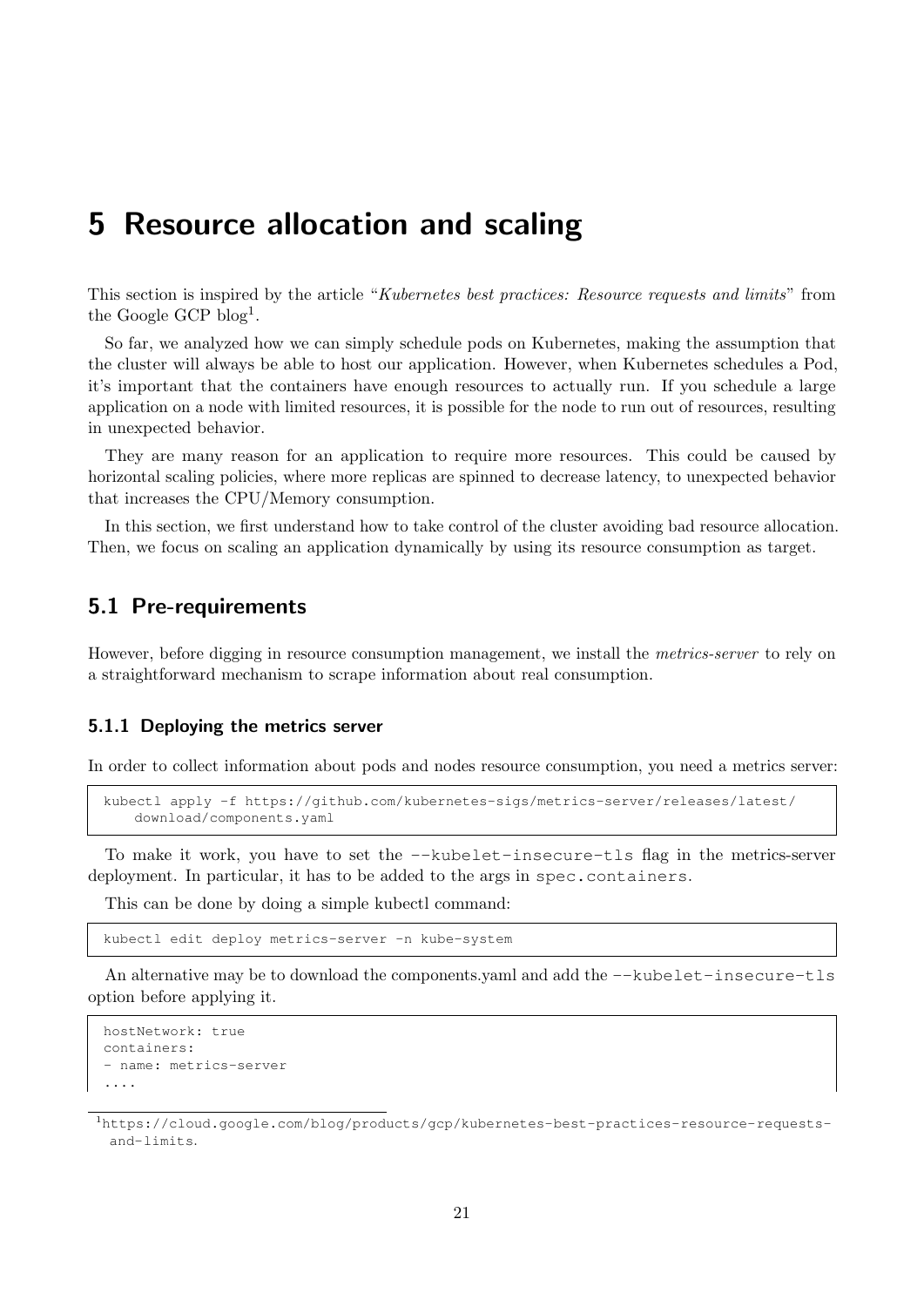# 5 Resource allocation and scaling

This section is inspired by the article "*Kubernetes best practices: Resource requests and limits*" from the Google GCP blog[1].

So far, we analyzed how we can simply schedule pods on Kubernetes, making the assumption that the cluster will always be able to host our application. However, when Kubernetes schedules a Pod, it's important that the containers have enough resources to actually run. If you schedule a large application on a node with limited resources, it is possible for the node to run out of resources, resulting in unexpected behavior.

They are many reason for an application to require more resources. This could be caused by horizontal scaling policies, where more replicas are spinned to decrease latency, to unexpected behavior that increases the CPU/Memory consumption.

In this section, we first understand how to take control of the cluster avoiding bad resource allocation. Then, we focus on scaling an application dynamically by using its resource consumption as target.

## 5.1 Pre-requirements

However, before digging in resource consumption management, we install the *metrics-server* to rely on a straightforward mechanism to scrape information about real consumption.

### 5.1.1 Deploying the metrics server

In order to collect information about pods and nodes resource consumption, you need a metrics server:

```
kubectl apply -f https://github.com/kubernetes-sigs/metrics-server/releases/latest/
    download/components.yaml
```

To make it work, you have to set the `--kubelet-insecure-tls` flag in the metrics-server deployment. In particular, it has to be added to the args in `spec.containers`.

This can be done by doing a simple kubectl command:

```
kubectl edit deploy metrics-server -n kube-system
```

An alternative may be to download the components.yaml and add the `--kubelet-insecure-tls` option before applying it.

```
hostNetwork: true
containers:
- name: metrics-server
....
```

[1] https://cloud.google.com/blog/products/gcp/kubernetes-best-practices-resource-requests-and-limits.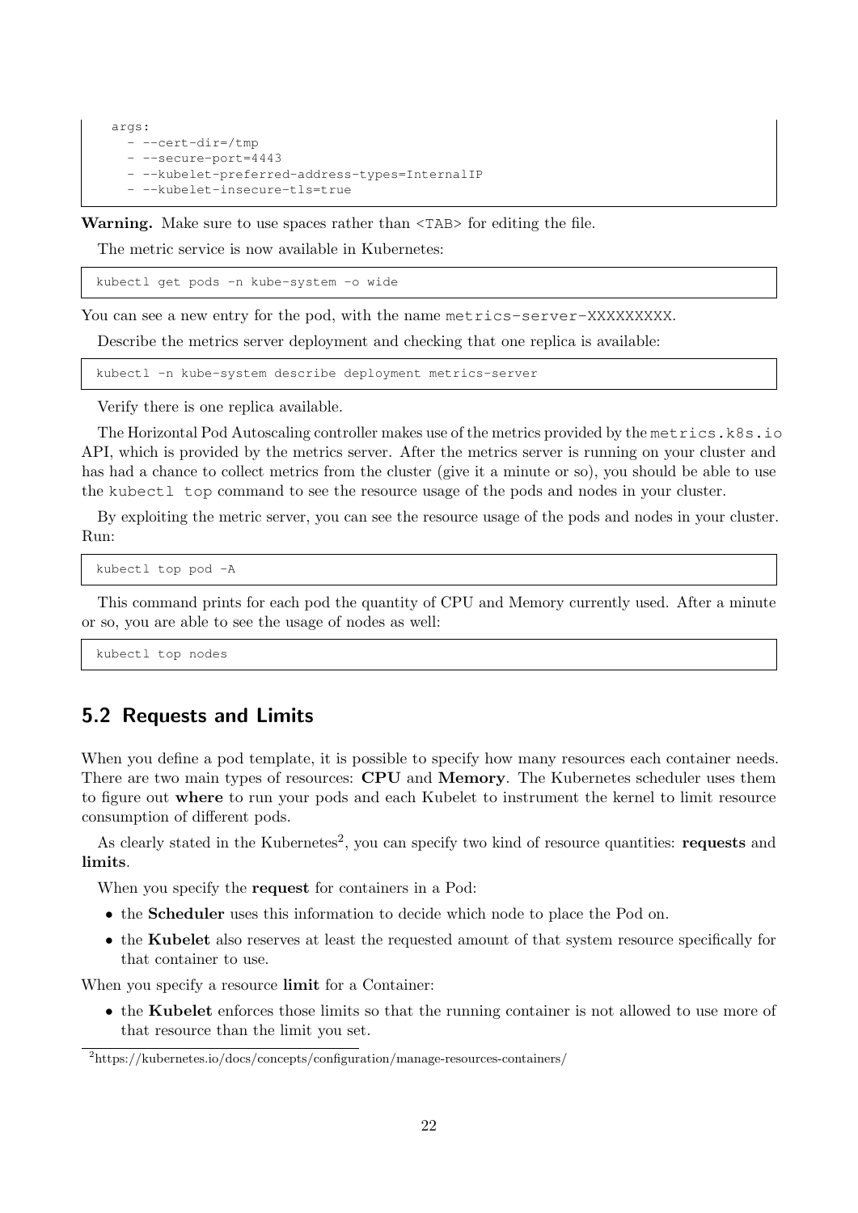```
args:
  - --cert-dir=/tmp
  - --secure-port=4443
  - --kubelet-preferred-address-types=InternalIP
  - --kubelet-insecure-tls=true
```

**Warning.** Make sure to use spaces rather than <TAB> for editing the file.

The metric service is now available in Kubernetes:

```
kubectl get pods -n kube-system -o wide
```

You can see a new entry for the pod, with the name `metrics-server-XXXXXXXXX`.

Describe the metrics server deployment and checking that one replica is available:

```
kubectl -n kube-system describe deployment metrics-server
```

Verify there is one replica available.

The Horizontal Pod Autoscaling controller makes use of the metrics provided by the `metrics.k8s.io` API, which is provided by the metrics server. After the metrics server is running on your cluster and has had a chance to collect metrics from the cluster (give it a minute or so), you should be able to use the `kubectl top` command to see the resource usage of the pods and nodes in your cluster.

By exploiting the metric server, you can see the resource usage of the pods and nodes in your cluster. Run:

```
kubectl top pod -A
```

This command prints for each pod the quantity of CPU and Memory currently used. After a minute or so, you are able to see the usage of nodes as well:

```
kubectl top nodes
```

## 5.2 Requests and Limits

When you define a pod template, it is possible to specify how many resources each container needs. There are two main types of resources: **CPU** and **Memory**. The Kubernetes scheduler uses them to figure out **where** to run your pods and each Kubelet to instrument the kernel to limit resource consumption of different pods.

As clearly stated in the Kubernetes[2], you can specify two kind of resource quantities: **requests** and **limits**.

When you specify the **request** for containers in a Pod:

- the **Scheduler** uses this information to decide which node to place the Pod on.
- the **Kubelet** also reserves at least the requested amount of that system resource specifically for that container to use.

When you specify a resource **limit** for a Container:

- the **Kubelet** enforces those limits so that the running container is not allowed to use more of that resource than the limit you set.

[2] https://kubernetes.io/docs/concepts/configuration/manage-resources-containers/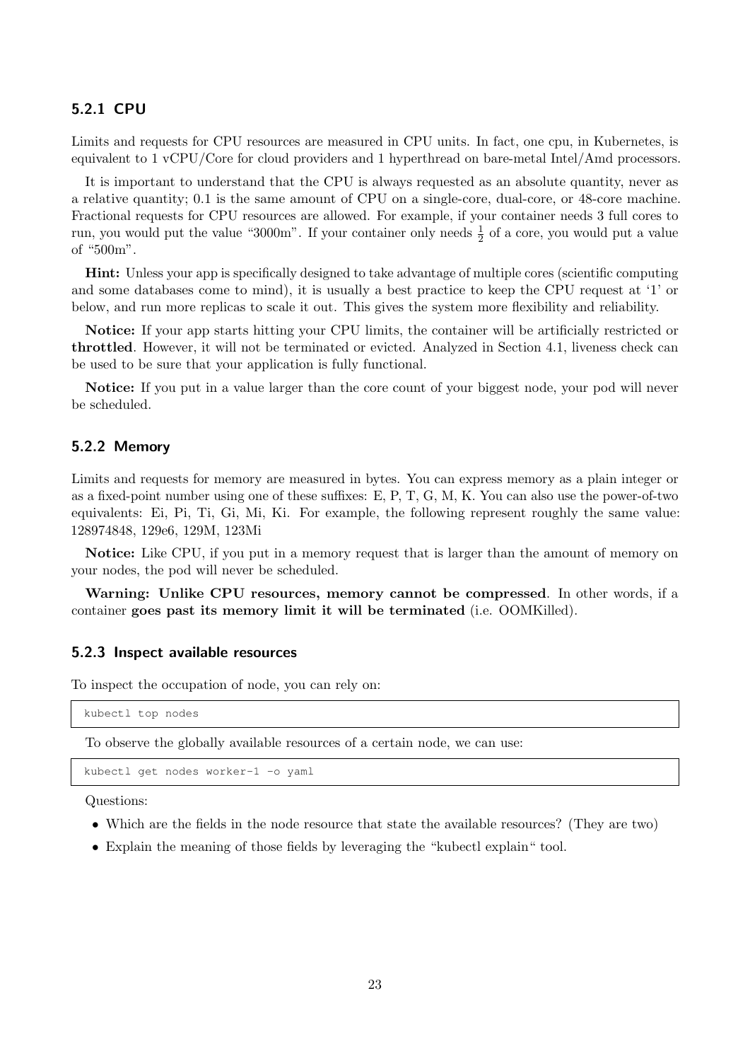### 5.2.1 CPU

Limits and requests for CPU resources are measured in CPU units. In fact, one cpu, in Kubernetes, is equivalent to 1 vCPU/Core for cloud providers and 1 hyperthread on bare-metal Intel/Amd processors.

It is important to understand that the CPU is always requested as an absolute quantity, never as a relative quantity; 0.1 is the same amount of CPU on a single-core, dual-core, or 48-core machine. Fractional requests for CPU resources are allowed. For example, if your container needs 3 full cores to run, you would put the value "3000m". If your container only needs $\frac{1}{2}$ of a core, you would put a value of "500m".

**Hint:** Unless your app is specifically designed to take advantage of multiple cores (scientific computing and some databases come to mind), it is usually a best practice to keep the CPU request at '1' or below, and run more replicas to scale it out. This gives the system more flexibility and reliability.

**Notice:** If your app starts hitting your CPU limits, the container will be artificially restricted or **throttled**. However, it will not be terminated or evicted. Analyzed in Section 4.1, liveness check can be used to be sure that your application is fully functional.

**Notice:** If you put in a value larger than the core count of your biggest node, your pod will never be scheduled.

### 5.2.2 Memory

Limits and requests for memory are measured in bytes. You can express memory as a plain integer or as a fixed-point number using one of these suffixes: E, P, T, G, M, K. You can also use the power-of-two equivalents: Ei, Pi, Ti, Gi, Mi, Ki. For example, the following represent roughly the same value: 128974848, 129e6, 129M, 123Mi

**Notice:** Like CPU, if you put in a memory request that is larger than the amount of memory on your nodes, the pod will never be scheduled.

**Warning: Unlike CPU resources, memory cannot be compressed**. In other words, if a container **goes past its memory limit it will be terminated** (i.e. OOMKilled).

### 5.2.3 Inspect available resources

To inspect the occupation of node, you can rely on:

```
kubectl top nodes
```

To observe the globally available resources of a certain node, we can use:

```
kubectl get nodes worker-1 -o yaml
```

Questions:

- Which are the fields in the node resource that state the available resources? (They are two)
- Explain the meaning of those fields by leveraging the "kubectl explain" tool.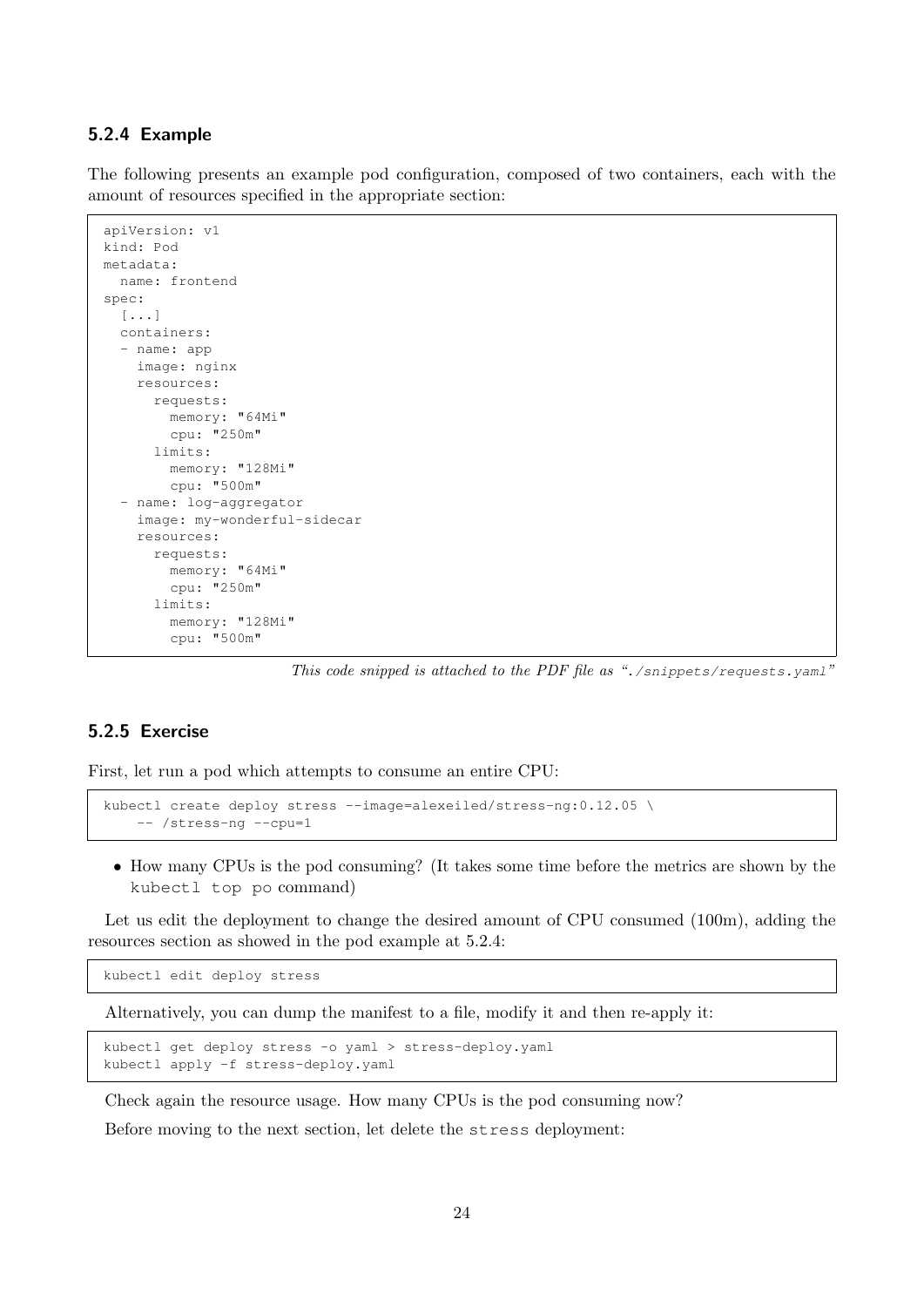### 5.2.4 Example

The following presents an example pod configuration, composed of two containers, each with the amount of resources specified in the appropriate section:

```
apiVersion: v1
kind: Pod
metadata:
  name: frontend
spec:
  [...]
  containers:
  - name: app
    image: nginx
    resources:
      requests:
        memory: "64Mi"
        cpu: "250m"
      limits:
        memory: "128Mi"
        cpu: "500m"
  - name: log-aggregator
    image: my-wonderful-sidecar
    resources:
      requests:
        memory: "64Mi"
        cpu: "250m"
      limits:
        memory: "128Mi"
        cpu: "500m"
```

*This code snipped is attached to the PDF file as "./snippets/requests.yaml"*

### 5.2.5 Exercise

First, let run a pod which attempts to consume an entire CPU:

```
kubectl create deploy stress --image=alexeiled/stress-ng:0.12.05 \
    -- /stress-ng --cpu=1
```

- How many CPUs is the pod consuming? (It takes some time before the metrics are shown by the `kubectl top po` command)

Let us edit the deployment to change the desired amount of CPU consumed (100m), adding the resources section as showed in the pod example at 5.2.4:

```
kubectl edit deploy stress
```

Alternatively, you can dump the manifest to a file, modify it and then re-apply it:

```
kubectl get deploy stress -o yaml > stress-deploy.yaml
kubectl apply -f stress-deploy.yaml
```

Check again the resource usage. How many CPUs is the pod consuming now?

Before moving to the next section, let delete the `stress` deployment: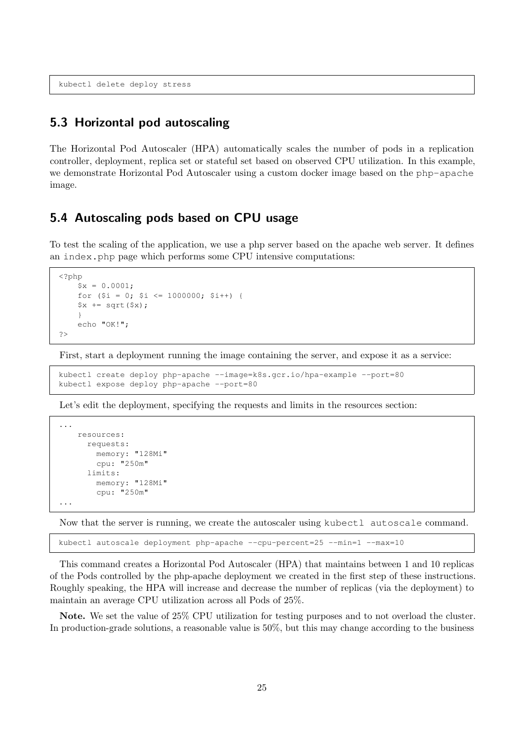```
kubectl delete deploy stress
```

## 5.3 Horizontal pod autoscaling

The Horizontal Pod Autoscaler (HPA) automatically scales the number of pods in a replication controller, deployment, replica set or stateful set based on observed CPU utilization. In this example, we demonstrate Horizontal Pod Autoscaler using a custom docker image based on the php-apache image.

## 5.4 Autoscaling pods based on CPU usage

To test the scaling of the application, we use a php server based on the apache web server. It defines an index.php page which performs some CPU intensive computations:

```
<?php
    $x = 0.0001;
    for ($i = 0; $i <= 1000000; $i++) {
    $x += sqrt($x);
    }
    echo "OK!";
?>
```

First, start a deployment running the image containing the server, and expose it as a service:

```
kubectl create deploy php-apache --image=k8s.gcr.io/hpa-example --port=80
kubectl expose deploy php-apache --port=80
```

Let's edit the deployment, specifying the requests and limits in the resources section:

```
...
    resources:
      requests:
        memory: "128Mi"
        cpu: "250m"
      limits:
        memory: "128Mi"
        cpu: "250m"
...
```

Now that the server is running, we create the autoscaler using kubectl autoscale command.

```
kubectl autoscale deployment php-apache --cpu-percent=25 --min=1 --max=10
```

This command creates a Horizontal Pod Autoscaler (HPA) that maintains between 1 and 10 replicas of the Pods controlled by the php-apache deployment we created in the first step of these instructions. Roughly speaking, the HPA will increase and decrease the number of replicas (via the deployment) to maintain an average CPU utilization across all Pods of 25%.

**Note.** We set the value of 25% CPU utilization for testing purposes and to not overload the cluster. In production-grade solutions, a reasonable value is 50%, but this may change according to the business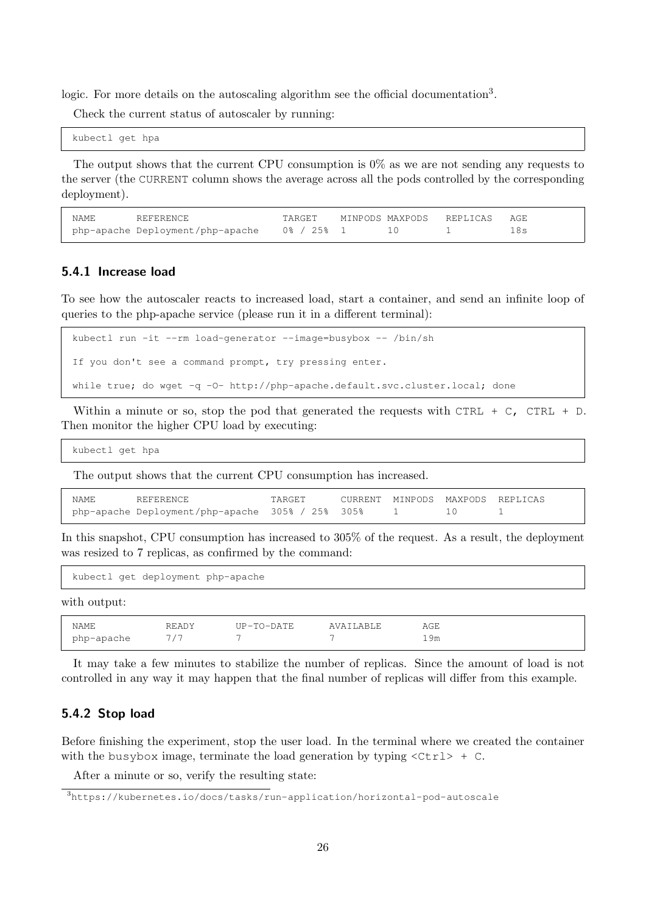logic. For more details on the autoscaling algorithm see the official documentation[3].

Check the current status of autoscaler by running:

```
kubectl get hpa
```

The output shows that the current CPU consumption is 0% as we are not sending any requests to the server (the CURRENT column shows the average across all the pods controlled by the corresponding deployment).

```
NAME        REFERENCE                     TARGET    MINPODS MAXPODS   REPLICAS   AGE
php-apache Deployment/php-apache    0% / 25%  1       10        1          18s
```

### 5.4.1 Increase load

To see how the autoscaler reacts to increased load, start a container, and send an infinite loop of queries to the php-apache service (please run it in a different terminal):

```
kubectl run -it --rm load-generator --image=busybox -- /bin/sh

If you don't see a command prompt, try pressing enter.

while true; do wget -q -O- http://php-apache.default.svc.cluster.local; done
```

Within a minute or so, stop the pod that generated the requests with CTRL + C, CTRL + D. Then monitor the higher CPU load by executing:

```
kubectl get hpa
```

The output shows that the current CPU consumption has increased.

```
NAME        REFERENCE                    TARGET       CURRENT  MINPODS  MAXPODS  REPLICAS
php-apache Deployment/php-apache  305% / 25%  305%     1        10       1
```

In this snapshot, CPU consumption has increased to 305% of the request. As a result, the deployment was resized to 7 replicas, as confirmed by the command:

```
kubectl get deployment php-apache
```

with output:

```
NAME          READY     UP-TO-DATE     AVAILABLE      AGE
php-apache    7/7       7              7              19m
```

It may take a few minutes to stabilize the number of replicas. Since the amount of load is not controlled in any way it may happen that the final number of replicas will differ from this example.

### 5.4.2 Stop load

Before finishing the experiment, stop the user load. In the terminal where we created the container with the busybox image, terminate the load generation by typing <Ctrl> + C.

After a minute or so, verify the resulting state:

[3]https://kubernetes.io/docs/tasks/run-application/horizontal-pod-autoscale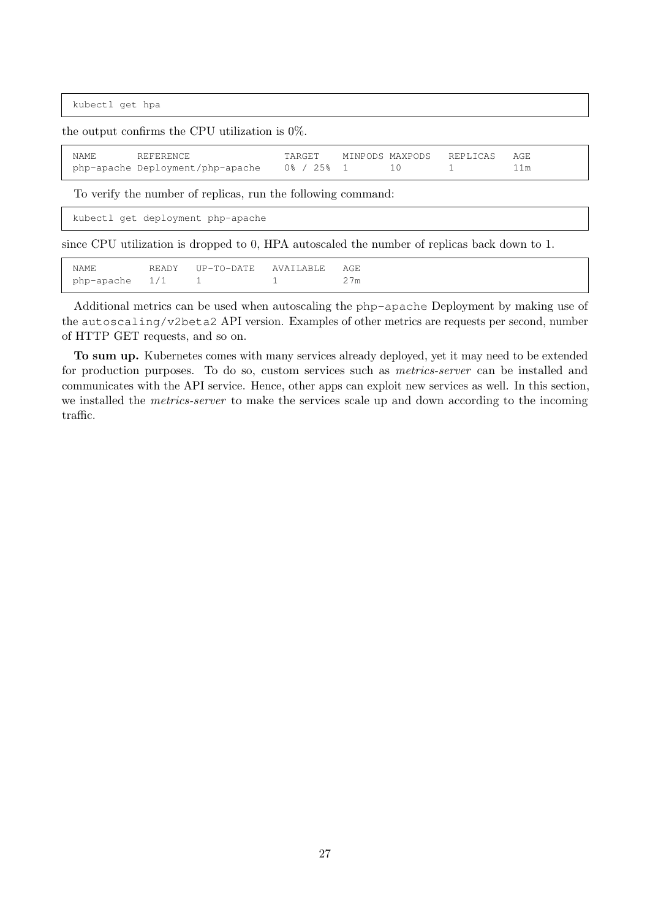```
kubectl get hpa
```

the output confirms the CPU utilization is 0%.

```
NAME       REFERENCE                  TARGET    MINPODS MAXPODS   REPLICAS   AGE
php-apache Deployment/php-apache     0% / 25%  1       10        1          11m
```

To verify the number of replicas, run the following command:

```
kubectl get deployment php-apache
```

since CPU utilization is dropped to 0, HPA autoscaled the number of replicas back down to 1.

```
NAME         READY   UP-TO-DATE   AVAILABLE   AGE
php-apache   1/1     1            1           27m
```

Additional metrics can be used when autoscaling the `php-apache` Deployment by making use of the `autoscaling/v2beta2` API version. Examples of other metrics are requests per second, number of HTTP GET requests, and so on.

**To sum up.** Kubernetes comes with many services already deployed, yet it may need to be extended for production purposes. To do so, custom services such as *metrics-server* can be installed and communicates with the API service. Hence, other apps can exploit new services as well. In this section, we installed the *metrics-server* to make the services scale up and down according to the incoming traffic.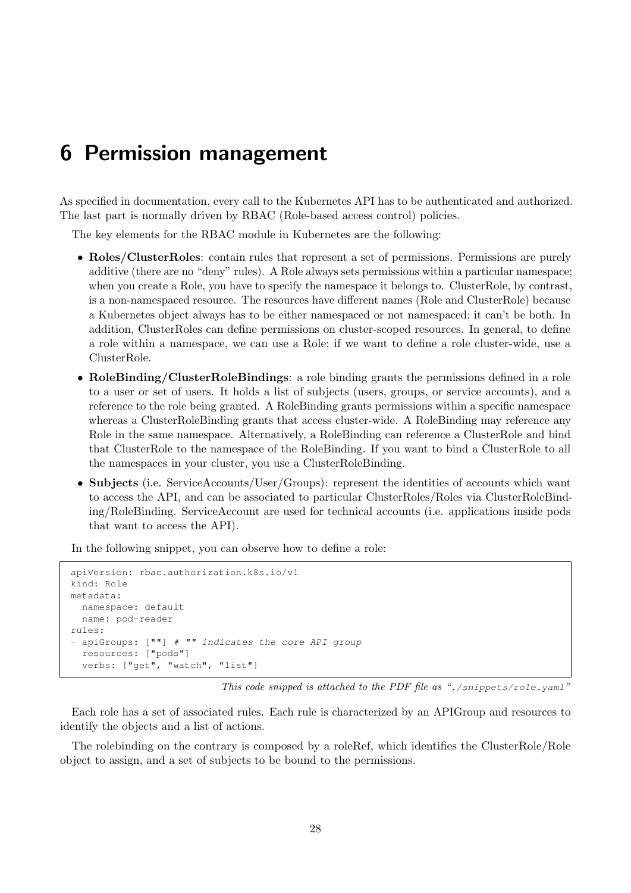# 6 Permission management

As specified in documentation, every call to the Kubernetes API has to be authenticated and authorized. The last part is normally driven by RBAC (Role-based access control) policies.

The key elements for the RBAC module in Kubernetes are the following:

- **Roles/ClusterRoles**: contain rules that represent a set of permissions. Permissions are purely additive (there are no "deny" rules). A Role always sets permissions within a particular namespace; when you create a Role, you have to specify the namespace it belongs to. ClusterRole, by contrast, is a non-namespaced resource. The resources have different names (Role and ClusterRole) because a Kubernetes object always has to be either namespaced or not namespaced; it can't be both. In addition, ClusterRoles can define permissions on cluster-scoped resources. In general, to define a role within a namespace, we can use a Role; if we want to define a role cluster-wide, use a ClusterRole.
- **RoleBinding/ClusterRoleBindings**: a role binding grants the permissions defined in a role to a user or set of users. It holds a list of subjects (users, groups, or service accounts), and a reference to the role being granted. A RoleBinding grants permissions within a specific namespace whereas a ClusterRoleBinding grants that access cluster-wide. A RoleBinding may reference any Role in the same namespace. Alternatively, a RoleBinding can reference a ClusterRole and bind that ClusterRole to the namespace of the RoleBinding. If you want to bind a ClusterRole to all the namespaces in your cluster, you use a ClusterRoleBinding.
- **Subjects** (i.e. ServiceAccounts/User/Groups): represent the identities of accounts which want to access the API, and can be associated to particular ClusterRoles/Roles via ClusterRoleBinding/RoleBinding. ServiceAccount are used for technical accounts (i.e. applications inside pods that want to access the API).

In the following snippet, you can observe how to define a role:

```
apiVersion: rbac.authorization.k8s.io/v1
kind: Role
metadata:
  namespace: default
  name: pod-reader
rules:
- apiGroups: [""] # "" indicates the core API group
  resources: ["pods"]
  verbs: ["get", "watch", "list"]
```

*This code snipped is attached to the PDF file as "./snippets/role.yaml"*

Each role has a set of associated rules. Each rule is characterized by an APIGroup and resources to identify the objects and a list of actions.

The rolebinding on the contrary is composed by a roleRef, which identifies the ClusterRole/Role object to assign, and a set of subjects to be bound to the permissions.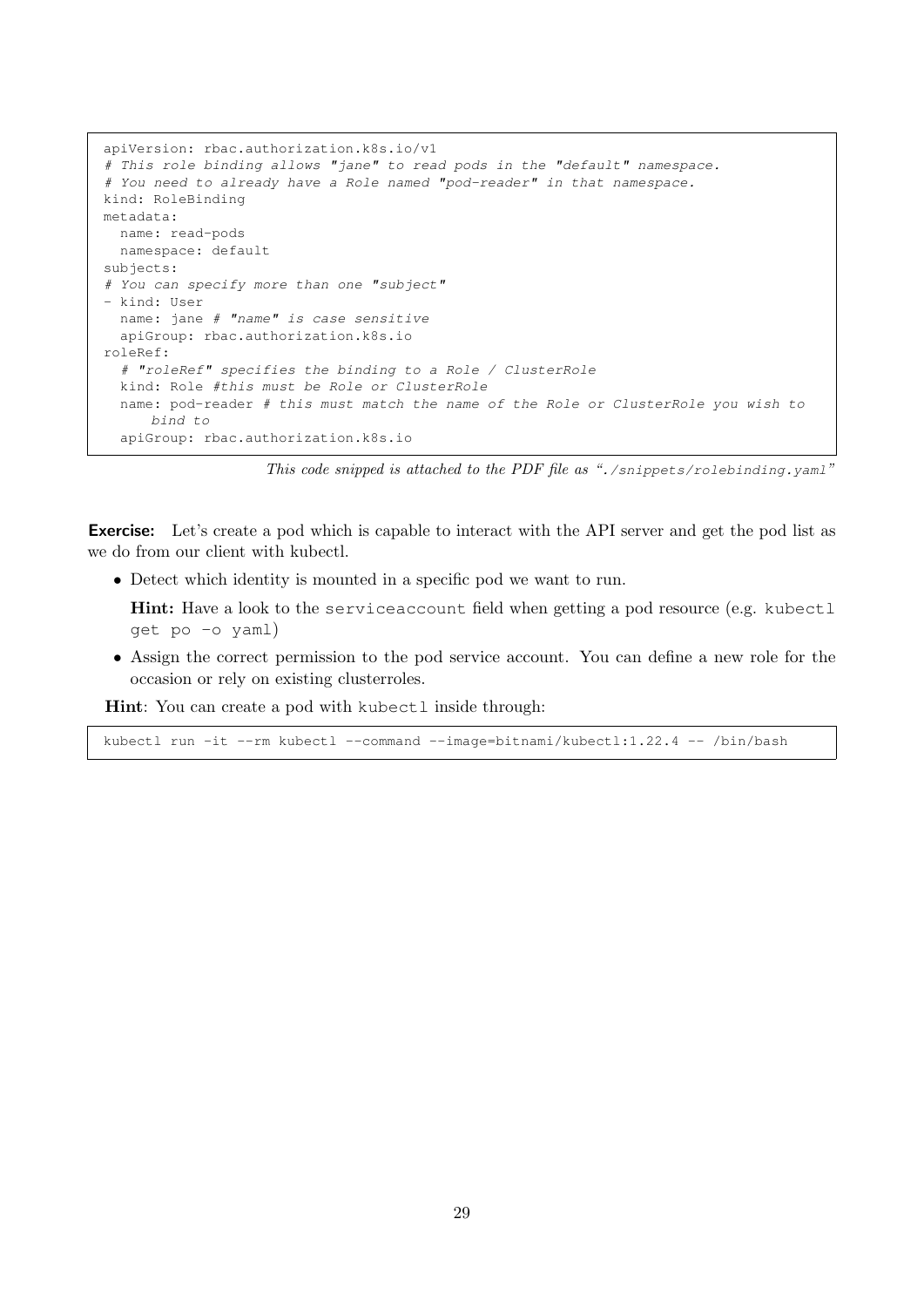```yaml
apiVersion: rbac.authorization.k8s.io/v1
# This role binding allows "jane" to read pods in the "default" namespace.
# You need to already have a Role named "pod-reader" in that namespace.
kind: RoleBinding
metadata:
  name: read-pods
  namespace: default
subjects:
# You can specify more than one "subject"
- kind: User
  name: jane # "name" is case sensitive
  apiGroup: rbac.authorization.k8s.io
roleRef:
  # "roleRef" specifies the binding to a Role / ClusterRole
  kind: Role #this must be Role or ClusterRole
  name: pod-reader # this must match the name of the Role or ClusterRole you wish to
      bind to
  apiGroup: rbac.authorization.k8s.io
```

*This code snipped is attached to the PDF file as "./snippets/rolebinding.yaml"*

**Exercise:** Let's create a pod which is capable to interact with the API server and get the pod list as we do from our client with kubectl.

- Detect which identity is mounted in a specific pod we want to run.

  **Hint:** Have a look to the `serviceaccount` field when getting a pod resource (e.g. `kubectl get po -o yaml`)

- Assign the correct permission to the pod service account. You can define a new role for the occasion or rely on existing clusterroles.

**Hint**: You can create a pod with `kubectl` inside through:

```
kubectl run -it --rm kubectl --command --image=bitnami/kubectl:1.22.4 -- /bin/bash
```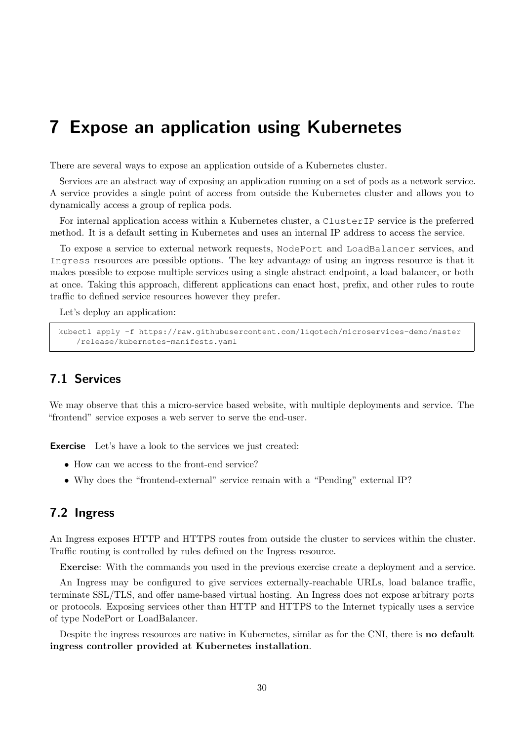# 7 Expose an application using Kubernetes

There are several ways to expose an application outside of a Kubernetes cluster.

Services are an abstract way of exposing an application running on a set of pods as a network service. A service provides a single point of access from outside the Kubernetes cluster and allows you to dynamically access a group of replica pods.

For internal application access within a Kubernetes cluster, a `ClusterIP` service is the preferred method. It is a default setting in Kubernetes and uses an internal IP address to access the service.

To expose a service to external network requests, `NodePort` and `LoadBalancer` services, and `Ingress` resources are possible options. The key advantage of using an ingress resource is that it makes possible to expose multiple services using a single abstract endpoint, a load balancer, or both at once. Taking this approach, different applications can enact host, prefix, and other rules to route traffic to defined service resources however they prefer.

Let's deploy an application:

```
kubectl apply -f https://raw.githubusercontent.com/liqotech/microservices-demo/master
    /release/kubernetes-manifests.yaml
```

## 7.1 Services

We may observe that this a micro-service based website, with multiple deployments and service. The "frontend" service exposes a web server to serve the end-user.

**Exercise** Let's have a look to the services we just created:

- How can we access to the front-end service?
- Why does the "frontend-external" service remain with a "Pending" external IP?

## 7.2 Ingress

An Ingress exposes HTTP and HTTPS routes from outside the cluster to services within the cluster. Traffic routing is controlled by rules defined on the Ingress resource.

**Exercise**: With the commands you used in the previous exercise create a deployment and a service.

An Ingress may be configured to give services externally-reachable URLs, load balance traffic, terminate SSL/TLS, and offer name-based virtual hosting. An Ingress does not expose arbitrary ports or protocols. Exposing services other than HTTP and HTTPS to the Internet typically uses a service of type NodePort or LoadBalancer.

Despite the ingress resources are native in Kubernetes, similar as for the CNI, there is **no default ingress controller provided at Kubernetes installation**.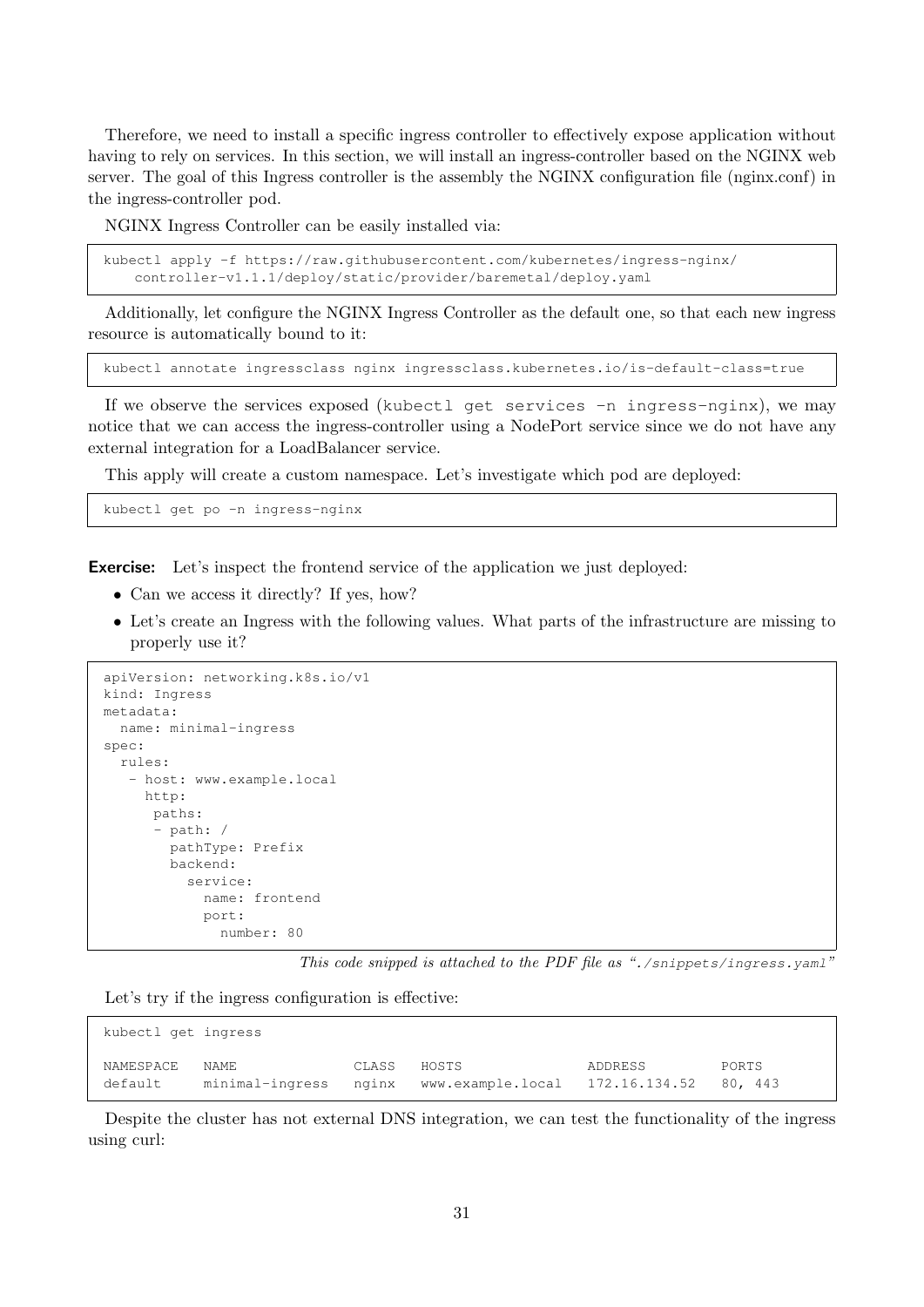Therefore, we need to install a specific ingress controller to effectively expose application without having to rely on services. In this section, we will install an ingress-controller based on the NGINX web server. The goal of this Ingress controller is the assembly the NGINX configuration file (nginx.conf) in the ingress-controller pod.

NGINX Ingress Controller can be easily installed via:

```
kubectl apply -f https://raw.githubusercontent.com/kubernetes/ingress-nginx/
    controller-v1.1.1/deploy/static/provider/baremetal/deploy.yaml
```

Additionally, let configure the NGINX Ingress Controller as the default one, so that each new ingress resource is automatically bound to it:

```
kubectl annotate ingressclass nginx ingressclass.kubernetes.io/is-default-class=true
```

If we observe the services exposed (`kubectl get services -n ingress-nginx`), we may notice that we can access the ingress-controller using a NodePort service since we do not have any external integration for a LoadBalancer service.

This apply will create a custom namespace. Let's investigate which pod are deployed:

```
kubectl get po -n ingress-nginx
```

**Exercise:** Let's inspect the frontend service of the application we just deployed:

- Can we access it directly? If yes, how?
- Let's create an Ingress with the following values. What parts of the infrastructure are missing to properly use it?

```
apiVersion: networking.k8s.io/v1
kind: Ingress
metadata:
  name: minimal-ingress
spec:
  rules:
   - host: www.example.local
     http:
      paths:
      - path: /
        pathType: Prefix
        backend:
          service:
            name: frontend
            port:
              number: 80
```

*This code snipped is attached to the PDF file as "./snippets/ingress.yaml"*

Let's try if the ingress configuration is effective:

```
kubectl get ingress

NAMESPACE   NAME              CLASS   HOSTS               ADDRESS         PORTS
default     minimal-ingress   nginx   www.example.local   172.16.134.52   80, 443
```

Despite the cluster has not external DNS integration, we can test the functionality of the ingress using curl: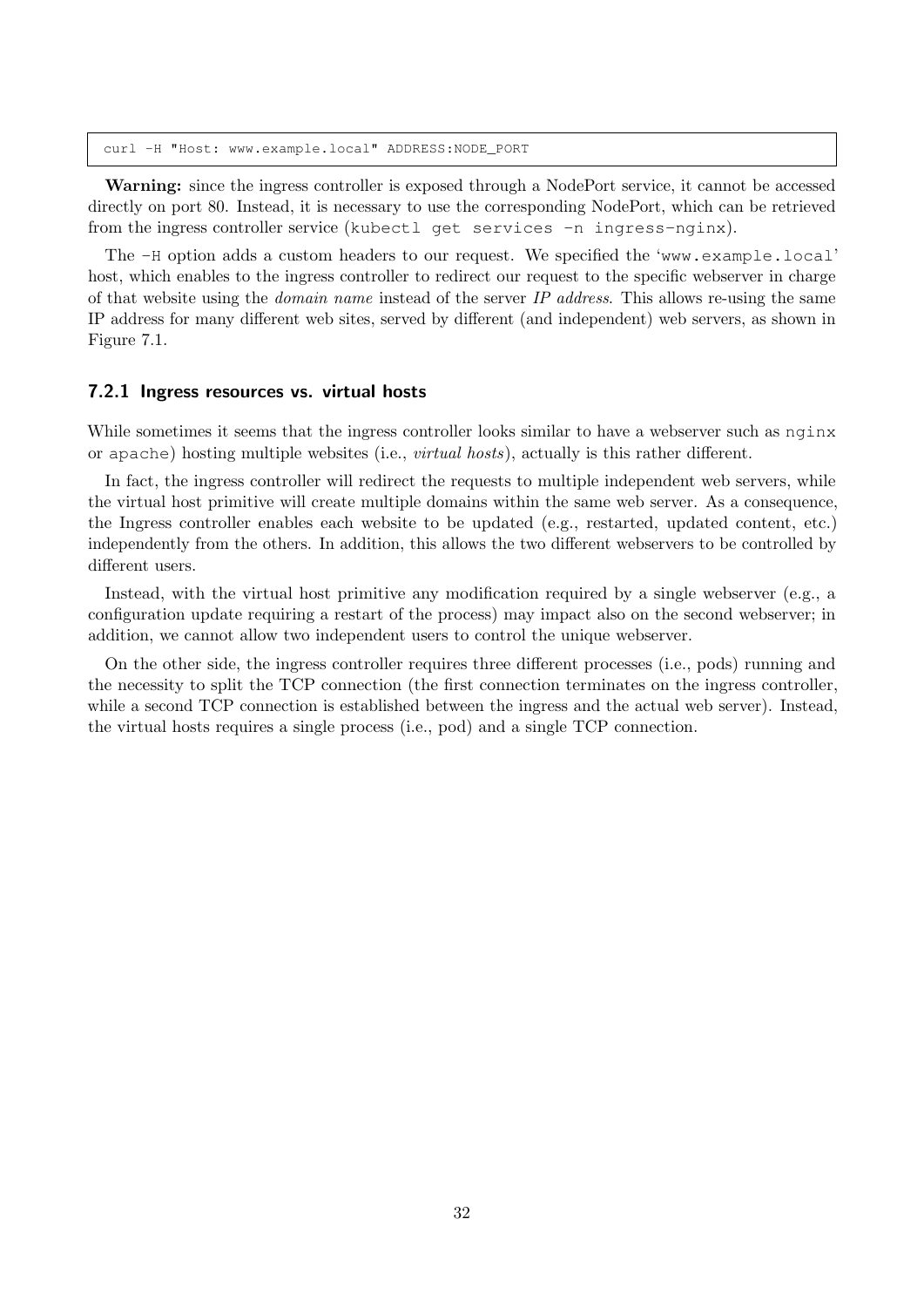```
curl -H "Host: www.example.local" ADDRESS:NODE_PORT
```

**Warning:** since the ingress controller is exposed through a NodePort service, it cannot be accessed directly on port 80. Instead, it is necessary to use the corresponding NodePort, which can be retrieved from the ingress controller service (`kubectl get services -n ingress-nginx`).

The `-H` option adds a custom headers to our request. We specified the '`www.example.local`' host, which enables to the ingress controller to redirect our request to the specific webserver in charge of that website using the *domain name* instead of the server *IP address*. This allows re-using the same IP address for many different web sites, served by different (and independent) web servers, as shown in Figure 7.1.

### 7.2.1 Ingress resources vs. virtual hosts

While sometimes it seems that the ingress controller looks similar to have a webserver such as `nginx` or `apache`) hosting multiple websites (i.e., *virtual hosts*), actually is this rather different.

In fact, the ingress controller will redirect the requests to multiple independent web servers, while the virtual host primitive will create multiple domains within the same web server. As a consequence, the Ingress controller enables each website to be updated (e.g., restarted, updated content, etc.) independently from the others. In addition, this allows the two different webservers to be controlled by different users.

Instead, with the virtual host primitive any modification required by a single webserver (e.g., a configuration update requiring a restart of the process) may impact also on the second webserver; in addition, we cannot allow two independent users to control the unique webserver.

On the other side, the ingress controller requires three different processes (i.e., pods) running and the necessity to split the TCP connection (the first connection terminates on the ingress controller, while a second TCP connection is established between the ingress and the actual web server). Instead, the virtual hosts requires a single process (i.e., pod) and a single TCP connection.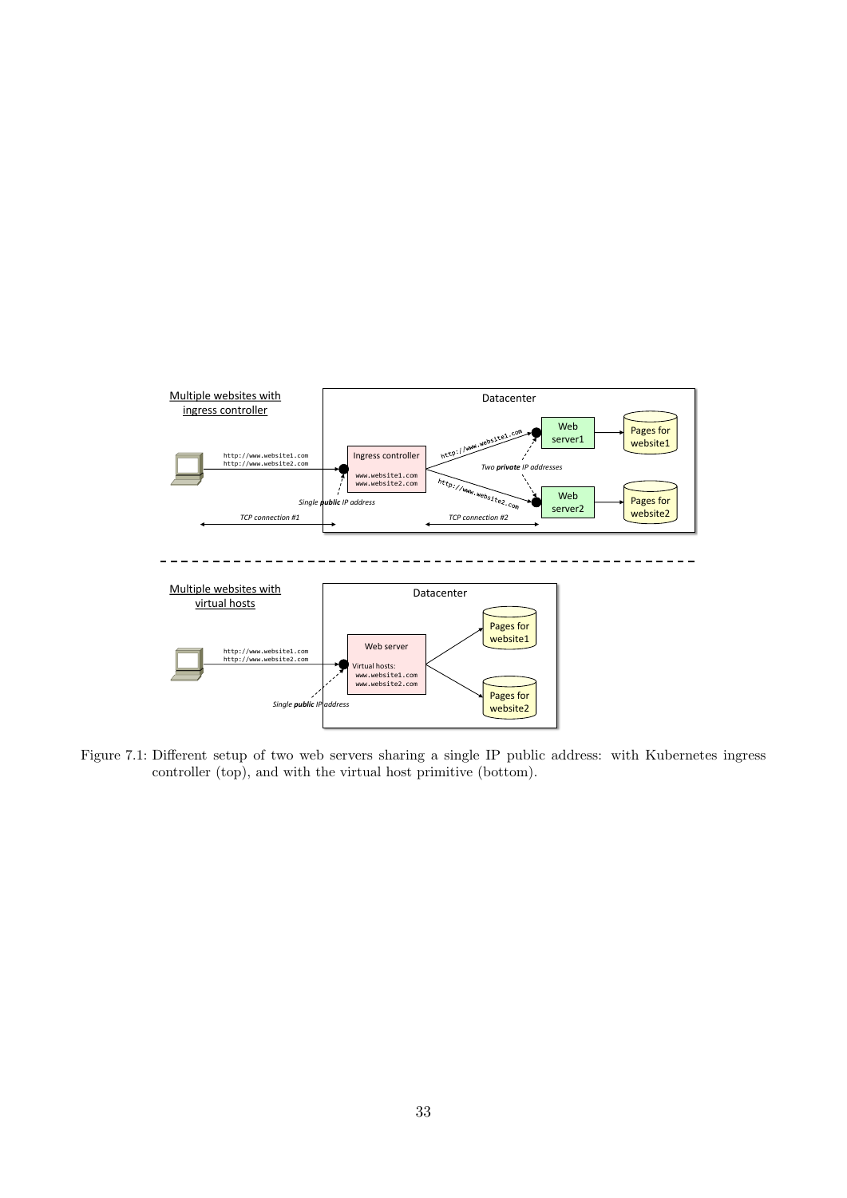Multiple websites with ingress controller

Datacenter

http://www.website1.com
http://www.website2.com

Ingress controller

www.website1.com
www.website2.com

Single **public** IP address

http://www.website1.com

http://www.website2.com

Two **private** IP addresses

Web server1

Web server2

Pages for website1

Pages for website2

TCP connection #1

TCP connection #2

Multiple websites with virtual hosts

Datacenter

http://www.website1.com
http://www.website2.com

Web server

Virtual hosts:
www.website1.com
www.website2.com

Single **public** IP address

Pages for website1

Pages for website2

Figure 7.1: Different setup of two web servers sharing a single IP public address: with Kubernetes ingress controller (top), and with the virtual host primitive (bottom).